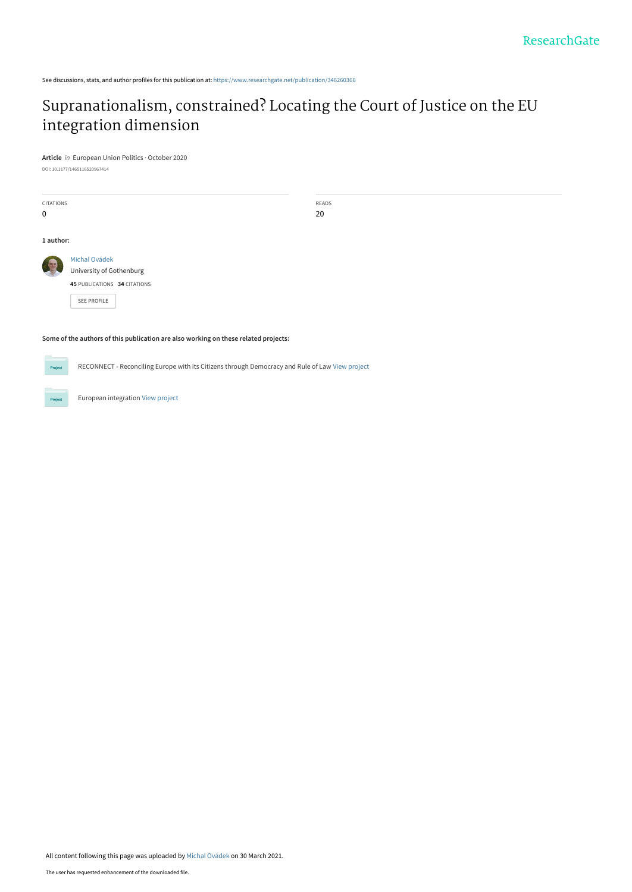See discussions, stats, and author profiles for this publication at: https://www.researchgate.net/publication/346260366

# Supranationalism, constrained? Locating the Court of Justice on the EU integration dimension

**Article** *in* European Union Politics · October 2020

DOI: 10.1177/1465116520967414

| CITATIONS | READS |
|---|---|
| 0 | 20 |

**1 author:**

Michal Ovádek
University of Gothenburg
**45** PUBLICATIONS **34** CITATIONS

SEE PROFILE

**Some of the authors of this publication are also working on these related projects:**

RECONNECT - Reconciling Europe with its Citizens through Democracy and Rule of Law View project

European integration View project

All content following this page was uploaded by Michal Ovádek on 30 March 2021.

The user has requested enhancement of the downloaded file.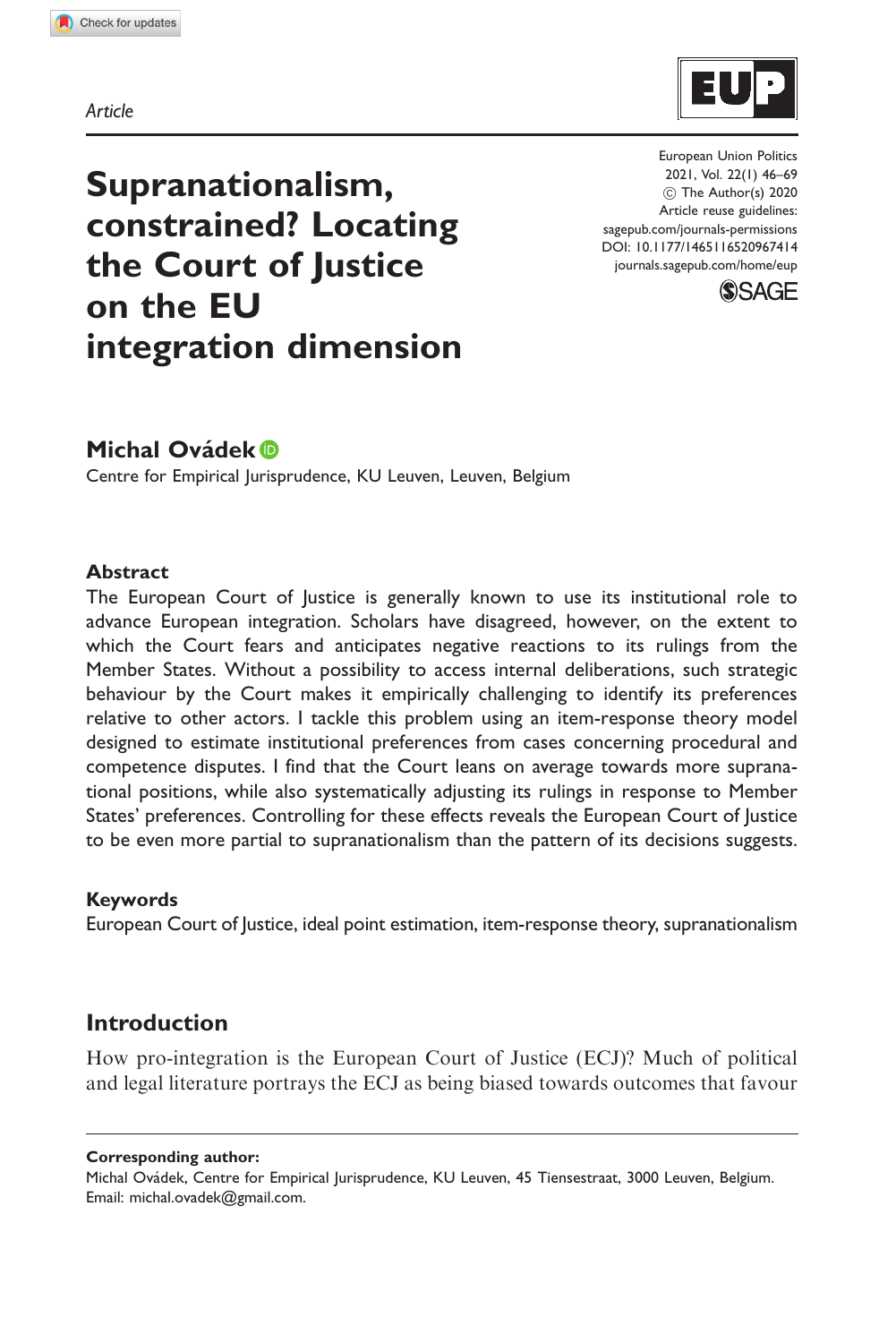Article

# Supranationalism, constrained? Locating the Court of Justice on the EU integration dimension

European Union Politics
2021, Vol. 22(1) 46–69
© The Author(s) 2020
Article reuse guidelines:
sagepub.com/journals-permissions
DOI: 10.1177/1465116520967414
journals.sagepub.com/home/eup

**Michal Ovádek**

Centre for Empirical Jurisprudence, KU Leuven, Leuven, Belgium

### Abstract

The European Court of Justice is generally known to use its institutional role to advance European integration. Scholars have disagreed, however, on the extent to which the Court fears and anticipates negative reactions to its rulings from the Member States. Without a possibility to access internal deliberations, such strategic behaviour by the Court makes it empirically challenging to identify its preferences relative to other actors. I tackle this problem using an item-response theory model designed to estimate institutional preferences from cases concerning procedural and competence disputes. I find that the Court leans on average towards more supranational positions, while also systematically adjusting its rulings in response to Member States' preferences. Controlling for these effects reveals the European Court of Justice to be even more partial to supranationalism than the pattern of its decisions suggests.

### Keywords

European Court of Justice, ideal point estimation, item-response theory, supranationalism

## Introduction

How pro-integration is the European Court of Justice (ECJ)? Much of political and legal literature portrays the ECJ as being biased towards outcomes that favour

**Corresponding author:**
Michal Ovádek, Centre for Empirical Jurisprudence, KU Leuven, 45 Tiensestraat, 3000 Leuven, Belgium.
Email: michal.ovadek@gmail.com.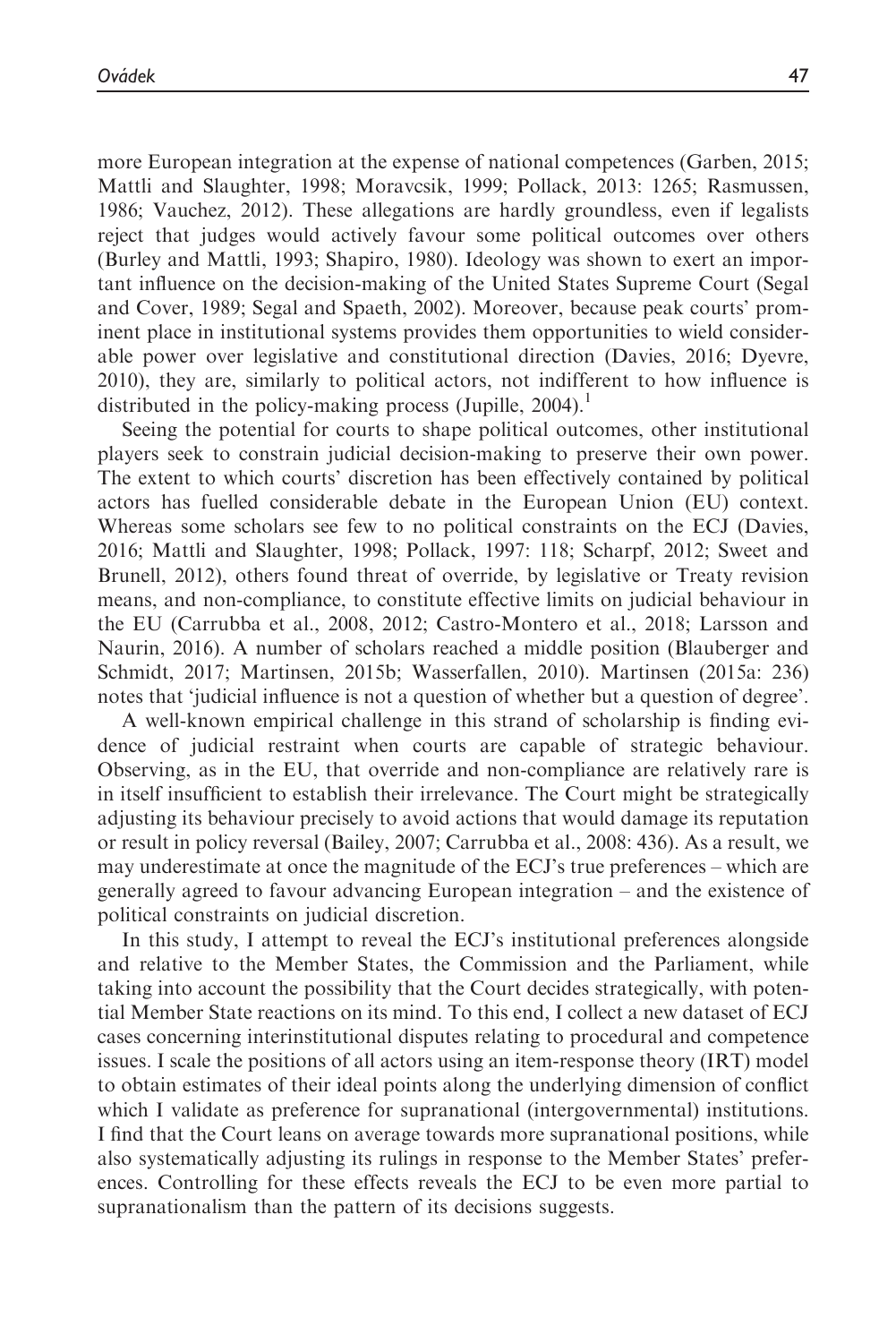more European integration at the expense of national competences (Garben, 2015; Mattli and Slaughter, 1998; Moravcsik, 1999; Pollack, 2013: 1265; Rasmussen, 1986; Vauchez, 2012). These allegations are hardly groundless, even if legalists reject that judges would actively favour some political outcomes over others (Burley and Mattli, 1993; Shapiro, 1980). Ideology was shown to exert an important influence on the decision-making of the United States Supreme Court (Segal and Cover, 1989; Segal and Spaeth, 2002). Moreover, because peak courts' prominent place in institutional systems provides them opportunities to wield considerable power over legislative and constitutional direction (Davies, 2016; Dyevre, 2010), they are, similarly to political actors, not indifferent to how influence is distributed in the policy-making process (Jupille, 2004).[1]

Seeing the potential for courts to shape political outcomes, other institutional players seek to constrain judicial decision-making to preserve their own power. The extent to which courts' discretion has been effectively contained by political actors has fuelled considerable debate in the European Union (EU) context. Whereas some scholars see few to no political constraints on the ECJ (Davies, 2016; Mattli and Slaughter, 1998; Pollack, 1997: 118; Scharpf, 2012; Sweet and Brunell, 2012), others found threat of override, by legislative or Treaty revision means, and non-compliance, to constitute effective limits on judicial behaviour in the EU (Carrubba et al., 2008, 2012; Castro-Montero et al., 2018; Larsson and Naurin, 2016). A number of scholars reached a middle position (Blauberger and Schmidt, 2017; Martinsen, 2015b; Wasserfallen, 2010). Martinsen (2015a: 236) notes that 'judicial influence is not a question of whether but a question of degree'.

A well-known empirical challenge in this strand of scholarship is finding evidence of judicial restraint when courts are capable of strategic behaviour. Observing, as in the EU, that override and non-compliance are relatively rare is in itself insufficient to establish their irrelevance. The Court might be strategically adjusting its behaviour precisely to avoid actions that would damage its reputation or result in policy reversal (Bailey, 2007; Carrubba et al., 2008: 436). As a result, we may underestimate at once the magnitude of the ECJ's true preferences – which are generally agreed to favour advancing European integration – and the existence of political constraints on judicial discretion.

In this study, I attempt to reveal the ECJ's institutional preferences alongside and relative to the Member States, the Commission and the Parliament, while taking into account the possibility that the Court decides strategically, with potential Member State reactions on its mind. To this end, I collect a new dataset of ECJ cases concerning interinstitutional disputes relating to procedural and competence issues. I scale the positions of all actors using an item-response theory (IRT) model to obtain estimates of their ideal points along the underlying dimension of conflict which I validate as preference for supranational (intergovernmental) institutions. I find that the Court leans on average towards more supranational positions, while also systematically adjusting its rulings in response to the Member States' preferences. Controlling for these effects reveals the ECJ to be even more partial to supranationalism than the pattern of its decisions suggests.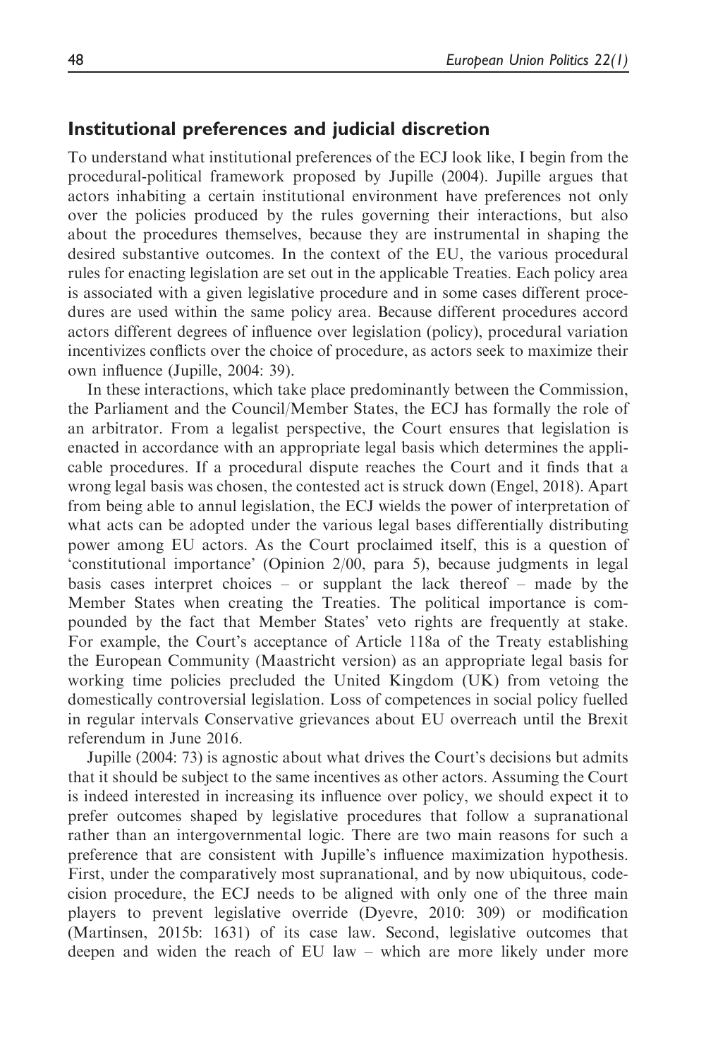## Institutional preferences and judicial discretion

To understand what institutional preferences of the ECJ look like, I begin from the procedural-political framework proposed by Jupille (2004). Jupille argues that actors inhabiting a certain institutional environment have preferences not only over the policies produced by the rules governing their interactions, but also about the procedures themselves, because they are instrumental in shaping the desired substantive outcomes. In the context of the EU, the various procedural rules for enacting legislation are set out in the applicable Treaties. Each policy area is associated with a given legislative procedure and in some cases different procedures are used within the same policy area. Because different procedures accord actors different degrees of influence over legislation (policy), procedural variation incentivizes conflicts over the choice of procedure, as actors seek to maximize their own influence (Jupille, 2004: 39).

In these interactions, which take place predominantly between the Commission, the Parliament and the Council/Member States, the ECJ has formally the role of an arbitrator. From a legalist perspective, the Court ensures that legislation is enacted in accordance with an appropriate legal basis which determines the applicable procedures. If a procedural dispute reaches the Court and it finds that a wrong legal basis was chosen, the contested act is struck down (Engel, 2018). Apart from being able to annul legislation, the ECJ wields the power of interpretation of what acts can be adopted under the various legal bases differentially distributing power among EU actors. As the Court proclaimed itself, this is a question of 'constitutional importance' (Opinion 2/00, para 5), because judgments in legal basis cases interpret choices – or supplant the lack thereof – made by the Member States when creating the Treaties. The political importance is compounded by the fact that Member States' veto rights are frequently at stake. For example, the Court's acceptance of Article 118a of the Treaty establishing the European Community (Maastricht version) as an appropriate legal basis for working time policies precluded the United Kingdom (UK) from vetoing the domestically controversial legislation. Loss of competences in social policy fuelled in regular intervals Conservative grievances about EU overreach until the Brexit referendum in June 2016.

Jupille (2004: 73) is agnostic about what drives the Court's decisions but admits that it should be subject to the same incentives as other actors. Assuming the Court is indeed interested in increasing its influence over policy, we should expect it to prefer outcomes shaped by legislative procedures that follow a supranational rather than an intergovernmental logic. There are two main reasons for such a preference that are consistent with Jupille's influence maximization hypothesis. First, under the comparatively most supranational, and by now ubiquitous, codecision procedure, the ECJ needs to be aligned with only one of the three main players to prevent legislative override (Dyevre, 2010: 309) or modification (Martinsen, 2015b: 1631) of its case law. Second, legislative outcomes that deepen and widen the reach of EU law – which are more likely under more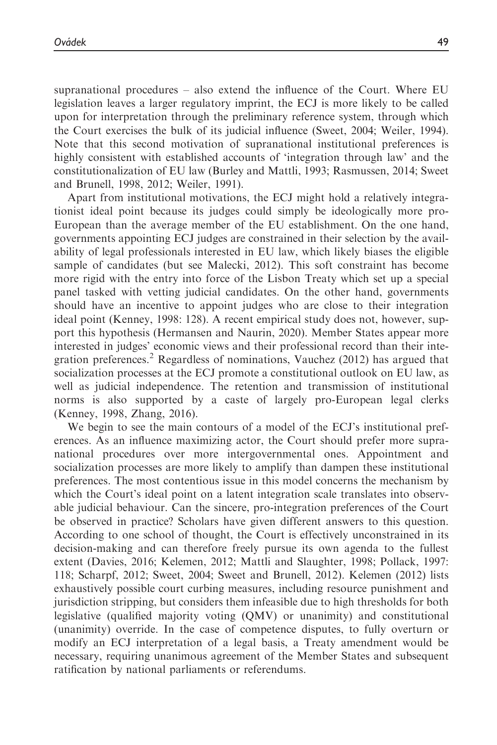supranational procedures – also extend the influence of the Court. Where EU legislation leaves a larger regulatory imprint, the ECJ is more likely to be called upon for interpretation through the preliminary reference system, through which the Court exercises the bulk of its judicial influence (Sweet, 2004; Weiler, 1994). Note that this second motivation of supranational institutional preferences is highly consistent with established accounts of 'integration through law' and the constitutionalization of EU law (Burley and Mattli, 1993; Rasmussen, 2014; Sweet and Brunell, 1998, 2012; Weiler, 1991).

Apart from institutional motivations, the ECJ might hold a relatively integrationist ideal point because its judges could simply be ideologically more pro-European than the average member of the EU establishment. On the one hand, governments appointing ECJ judges are constrained in their selection by the availability of legal professionals interested in EU law, which likely biases the eligible sample of candidates (but see Malecki, 2012). This soft constraint has become more rigid with the entry into force of the Lisbon Treaty which set up a special panel tasked with vetting judicial candidates. On the other hand, governments should have an incentive to appoint judges who are close to their integration ideal point (Kenney, 1998: 128). A recent empirical study does not, however, support this hypothesis (Hermansen and Naurin, 2020). Member States appear more interested in judges' economic views and their professional record than their integration preferences.[2] Regardless of nominations, Vauchez (2012) has argued that socialization processes at the ECJ promote a constitutional outlook on EU law, as well as judicial independence. The retention and transmission of institutional norms is also supported by a caste of largely pro-European legal clerks (Kenney, 1998, Zhang, 2016).

We begin to see the main contours of a model of the ECJ's institutional preferences. As an influence maximizing actor, the Court should prefer more supranational procedures over more intergovernmental ones. Appointment and socialization processes are more likely to amplify than dampen these institutional preferences. The most contentious issue in this model concerns the mechanism by which the Court's ideal point on a latent integration scale translates into observable judicial behaviour. Can the sincere, pro-integration preferences of the Court be observed in practice? Scholars have given different answers to this question. According to one school of thought, the Court is effectively unconstrained in its decision-making and can therefore freely pursue its own agenda to the fullest extent (Davies, 2016; Kelemen, 2012; Mattli and Slaughter, 1998; Pollack, 1997: 118; Scharpf, 2012; Sweet, 2004; Sweet and Brunell, 2012). Kelemen (2012) lists exhaustively possible court curbing measures, including resource punishment and jurisdiction stripping, but considers them infeasible due to high thresholds for both legislative (qualified majority voting (QMV) or unanimity) and constitutional (unanimity) override. In the case of competence disputes, to fully overturn or modify an ECJ interpretation of a legal basis, a Treaty amendment would be necessary, requiring unanimous agreement of the Member States and subsequent ratification by national parliaments or referendums.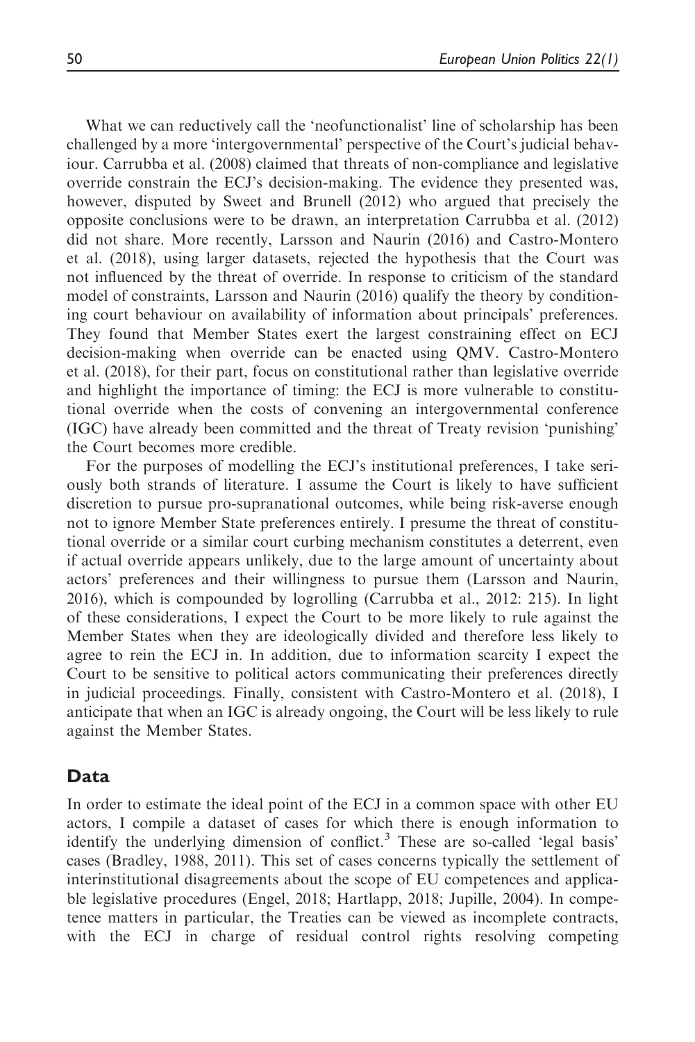What we can reductively call the 'neofunctionalist' line of scholarship has been challenged by a more 'intergovernmental' perspective of the Court's judicial behaviour. Carrubba et al. (2008) claimed that threats of non-compliance and legislative override constrain the ECJ's decision-making. The evidence they presented was, however, disputed by Sweet and Brunell (2012) who argued that precisely the opposite conclusions were to be drawn, an interpretation Carrubba et al. (2012) did not share. More recently, Larsson and Naurin (2016) and Castro-Montero et al. (2018), using larger datasets, rejected the hypothesis that the Court was not influenced by the threat of override. In response to criticism of the standard model of constraints, Larsson and Naurin (2016) qualify the theory by conditioning court behaviour on availability of information about principals' preferences. They found that Member States exert the largest constraining effect on ECJ decision-making when override can be enacted using QMV. Castro-Montero et al. (2018), for their part, focus on constitutional rather than legislative override and highlight the importance of timing: the ECJ is more vulnerable to constitutional override when the costs of convening an intergovernmental conference (IGC) have already been committed and the threat of Treaty revision 'punishing' the Court becomes more credible.

For the purposes of modelling the ECJ's institutional preferences, I take seriously both strands of literature. I assume the Court is likely to have sufficient discretion to pursue pro-supranational outcomes, while being risk-averse enough not to ignore Member State preferences entirely. I presume the threat of constitutional override or a similar court curbing mechanism constitutes a deterrent, even if actual override appears unlikely, due to the large amount of uncertainty about actors' preferences and their willingness to pursue them (Larsson and Naurin, 2016), which is compounded by logrolling (Carrubba et al., 2012: 215). In light of these considerations, I expect the Court to be more likely to rule against the Member States when they are ideologically divided and therefore less likely to agree to rein the ECJ in. In addition, due to information scarcity I expect the Court to be sensitive to political actors communicating their preferences directly in judicial proceedings. Finally, consistent with Castro-Montero et al. (2018), I anticipate that when an IGC is already ongoing, the Court will be less likely to rule against the Member States.

## Data

In order to estimate the ideal point of the ECJ in a common space with other EU actors, I compile a dataset of cases for which there is enough information to identify the underlying dimension of conflict.[3] These are so-called 'legal basis' cases (Bradley, 1988, 2011). This set of cases concerns typically the settlement of interinstitutional disagreements about the scope of EU competences and applicable legislative procedures (Engel, 2018; Hartlapp, 2018; Jupille, 2004). In competence matters in particular, the Treaties can be viewed as incomplete contracts, with the ECJ in charge of residual control rights resolving competing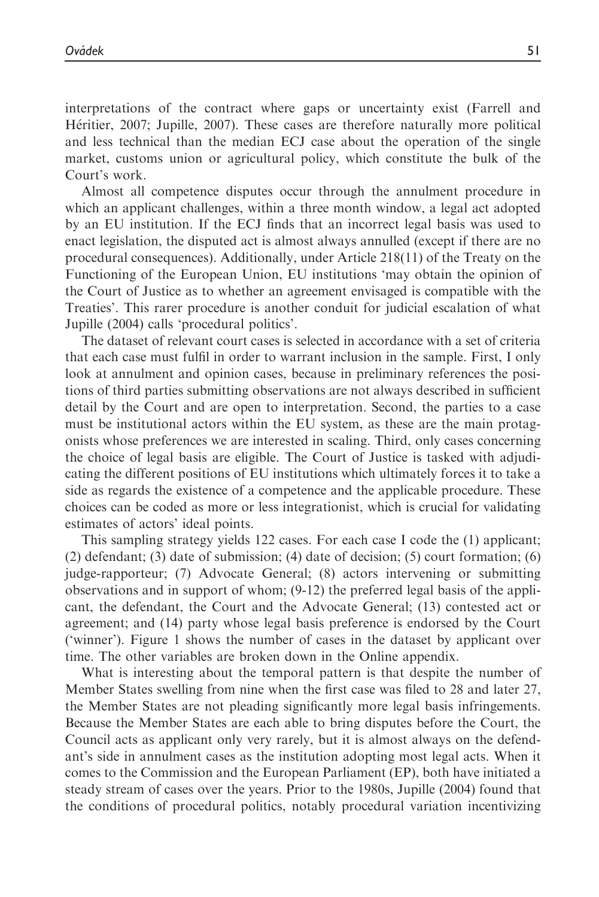interpretations of the contract where gaps or uncertainty exist (Farrell and Héritier, 2007; Jupille, 2007). These cases are therefore naturally more political and less technical than the median ECJ case about the operation of the single market, customs union or agricultural policy, which constitute the bulk of the Court's work.

Almost all competence disputes occur through the annulment procedure in which an applicant challenges, within a three month window, a legal act adopted by an EU institution. If the ECJ finds that an incorrect legal basis was used to enact legislation, the disputed act is almost always annulled (except if there are no procedural consequences). Additionally, under Article 218(11) of the Treaty on the Functioning of the European Union, EU institutions 'may obtain the opinion of the Court of Justice as to whether an agreement envisaged is compatible with the Treaties'. This rarer procedure is another conduit for judicial escalation of what Jupille (2004) calls 'procedural politics'.

The dataset of relevant court cases is selected in accordance with a set of criteria that each case must fulfil in order to warrant inclusion in the sample. First, I only look at annulment and opinion cases, because in preliminary references the positions of third parties submitting observations are not always described in sufficient detail by the Court and are open to interpretation. Second, the parties to a case must be institutional actors within the EU system, as these are the main protagonists whose preferences we are interested in scaling. Third, only cases concerning the choice of legal basis are eligible. The Court of Justice is tasked with adjudicating the different positions of EU institutions which ultimately forces it to take a side as regards the existence of a competence and the applicable procedure. These choices can be coded as more or less integrationist, which is crucial for validating estimates of actors' ideal points.

This sampling strategy yields 122 cases. For each case I code the (1) applicant; (2) defendant; (3) date of submission; (4) date of decision; (5) court formation; (6) judge-rapporteur; (7) Advocate General; (8) actors intervening or submitting observations and in support of whom; (9-12) the preferred legal basis of the applicant, the defendant, the Court and the Advocate General; (13) contested act or agreement; and (14) party whose legal basis preference is endorsed by the Court ('winner'). Figure 1 shows the number of cases in the dataset by applicant over time. The other variables are broken down in the Online appendix.

What is interesting about the temporal pattern is that despite the number of Member States swelling from nine when the first case was filed to 28 and later 27, the Member States are not pleading significantly more legal basis infringements. Because the Member States are each able to bring disputes before the Court, the Council acts as applicant only very rarely, but it is almost always on the defendant's side in annulment cases as the institution adopting most legal acts. When it comes to the Commission and the European Parliament (EP), both have initiated a steady stream of cases over the years. Prior to the 1980s, Jupille (2004) found that the conditions of procedural politics, notably procedural variation incentivizing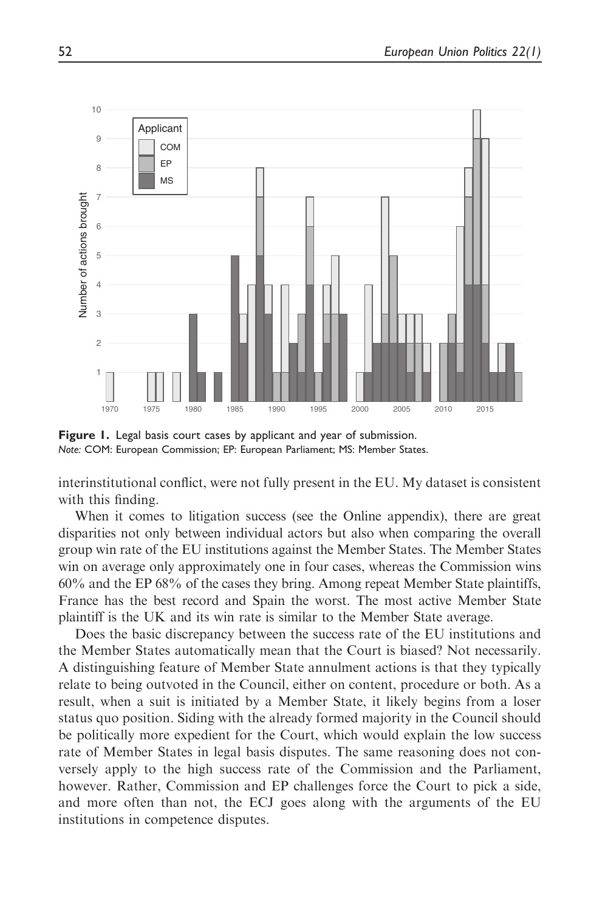Figure 1. Legal basis court cases by applicant and year of submission.
*Note:* COM: European Commission; EP: European Parliament; MS: Member States.

interinstitutional conflict, were not fully present in the EU. My dataset is consistent with this finding.

When it comes to litigation success (see the Online appendix), there are great disparities not only between individual actors but also when comparing the overall group win rate of the EU institutions against the Member States. The Member States win on average only approximately one in four cases, whereas the Commission wins 60% and the EP 68% of the cases they bring. Among repeat Member State plaintiffs, France has the best record and Spain the worst. The most active Member State plaintiff is the UK and its win rate is similar to the Member State average.

Does the basic discrepancy between the success rate of the EU institutions and the Member States automatically mean that the Court is biased? Not necessarily. A distinguishing feature of Member State annulment actions is that they typically relate to being outvoted in the Council, either on content, procedure or both. As a result, when a suit is initiated by a Member State, it likely begins from a loser status quo position. Siding with the already formed majority in the Council should be politically more expedient for the Court, which would explain the low success rate of Member States in legal basis disputes. The same reasoning does not conversely apply to the high success rate of the Commission and the Parliament, however. Rather, Commission and EP challenges force the Court to pick a side, and more often than not, the ECJ goes along with the arguments of the EU institutions in competence disputes.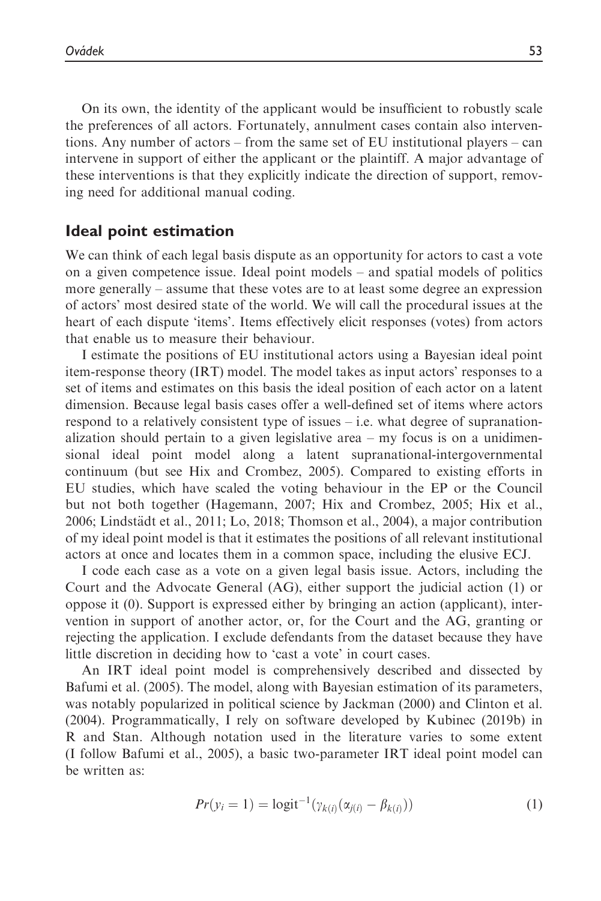On its own, the identity of the applicant would be insufficient to robustly scale the preferences of all actors. Fortunately, annulment cases contain also interventions. Any number of actors – from the same set of EU institutional players – can intervene in support of either the applicant or the plaintiff. A major advantage of these interventions is that they explicitly indicate the direction of support, removing need for additional manual coding.

## Ideal point estimation

We can think of each legal basis dispute as an opportunity for actors to cast a vote on a given competence issue. Ideal point models – and spatial models of politics more generally – assume that these votes are to at least some degree an expression of actors' most desired state of the world. We will call the procedural issues at the heart of each dispute 'items'. Items effectively elicit responses (votes) from actors that enable us to measure their behaviour.

I estimate the positions of EU institutional actors using a Bayesian ideal point item-response theory (IRT) model. The model takes as input actors' responses to a set of items and estimates on this basis the ideal position of each actor on a latent dimension. Because legal basis cases offer a well-defined set of items where actors respond to a relatively consistent type of issues – i.e. what degree of supranationalization should pertain to a given legislative area – my focus is on a unidimensional ideal point model along a latent supranational-intergovernmental continuum (but see Hix and Crombez, 2005). Compared to existing efforts in EU studies, which have scaled the voting behaviour in the EP or the Council but not both together (Hagemann, 2007; Hix and Crombez, 2005; Hix et al., 2006; Lindstädt et al., 2011; Lo, 2018; Thomson et al., 2004), a major contribution of my ideal point model is that it estimates the positions of all relevant institutional actors at once and locates them in a common space, including the elusive ECJ.

I code each case as a vote on a given legal basis issue. Actors, including the Court and the Advocate General (AG), either support the judicial action (1) or oppose it (0). Support is expressed either by bringing an action (applicant), intervention in support of another actor, or, for the Court and the AG, granting or rejecting the application. I exclude defendants from the dataset because they have little discretion in deciding how to 'cast a vote' in court cases.

An IRT ideal point model is comprehensively described and dissected by Bafumi et al. (2005). The model, along with Bayesian estimation of its parameters, was notably popularized in political science by Jackman (2000) and Clinton et al. (2004). Programmatically, I rely on software developed by Kubinec (2019b) in R and Stan. Although notation used in the literature varies to some extent (I follow Bafumi et al., 2005), a basic two-parameter IRT ideal point model can be written as:

$$Pr(y_i = 1) = \text{logit}^{-1}(\gamma_{k(i)}(\alpha_{j(i)} - \beta_{k(i)})) \tag{1}$$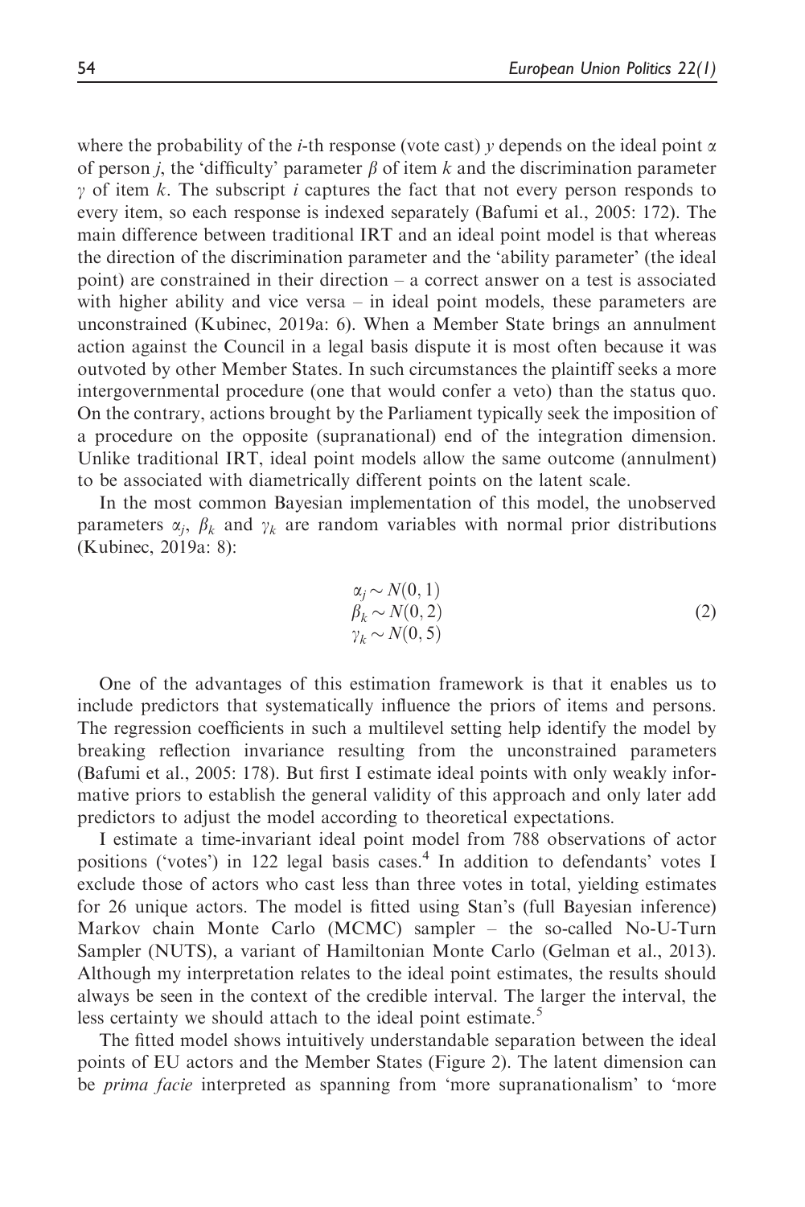where the probability of the $i$-th response (vote cast) $y$ depends on the ideal point $\alpha$ of person $j$, the 'difficulty' parameter $\beta$ of item $k$ and the discrimination parameter $\gamma$ of item $k$. The subscript $i$ captures the fact that not every person responds to every item, so each response is indexed separately (Bafumi et al., 2005: 172). The main difference between traditional IRT and an ideal point model is that whereas the direction of the discrimination parameter and the 'ability parameter' (the ideal point) are constrained in their direction – a correct answer on a test is associated with higher ability and vice versa – in ideal point models, these parameters are unconstrained (Kubinec, 2019a: 6). When a Member State brings an annulment action against the Council in a legal basis dispute it is most often because it was outvoted by other Member States. In such circumstances the plaintiff seeks a more intergovernmental procedure (one that would confer a veto) than the status quo. On the contrary, actions brought by the Parliament typically seek the imposition of a procedure on the opposite (supranational) end of the integration dimension. Unlike traditional IRT, ideal point models allow the same outcome (annulment) to be associated with diametrically different points on the latent scale.

In the most common Bayesian implementation of this model, the unobserved parameters $\alpha_j$, $\beta_k$ and $\gamma_k$ are random variables with normal prior distributions (Kubinec, 2019a: 8):

$$
\begin{aligned}
\alpha_j &\sim N(0,1) \\
\beta_k &\sim N(0,2) \\
\gamma_k &\sim N(0,5)
\end{aligned}
\tag{2}
$$

One of the advantages of this estimation framework is that it enables us to include predictors that systematically influence the priors of items and persons. The regression coefficients in such a multilevel setting help identify the model by breaking reflection invariance resulting from the unconstrained parameters (Bafumi et al., 2005: 178). But first I estimate ideal points with only weakly informative priors to establish the general validity of this approach and only later add predictors to adjust the model according to theoretical expectations.

I estimate a time-invariant ideal point model from 788 observations of actor positions ('votes') in 122 legal basis cases.[4] In addition to defendants' votes I exclude those of actors who cast less than three votes in total, yielding estimates for 26 unique actors. The model is fitted using Stan's (full Bayesian inference) Markov chain Monte Carlo (MCMC) sampler – the so-called No-U-Turn Sampler (NUTS), a variant of Hamiltonian Monte Carlo (Gelman et al., 2013). Although my interpretation relates to the ideal point estimates, the results should always be seen in the context of the credible interval. The larger the interval, the less certainty we should attach to the ideal point estimate.[5]

The fitted model shows intuitively understandable separation between the ideal points of EU actors and the Member States (Figure 2). The latent dimension can be *prima facie* interpreted as spanning from 'more supranationalism' to 'more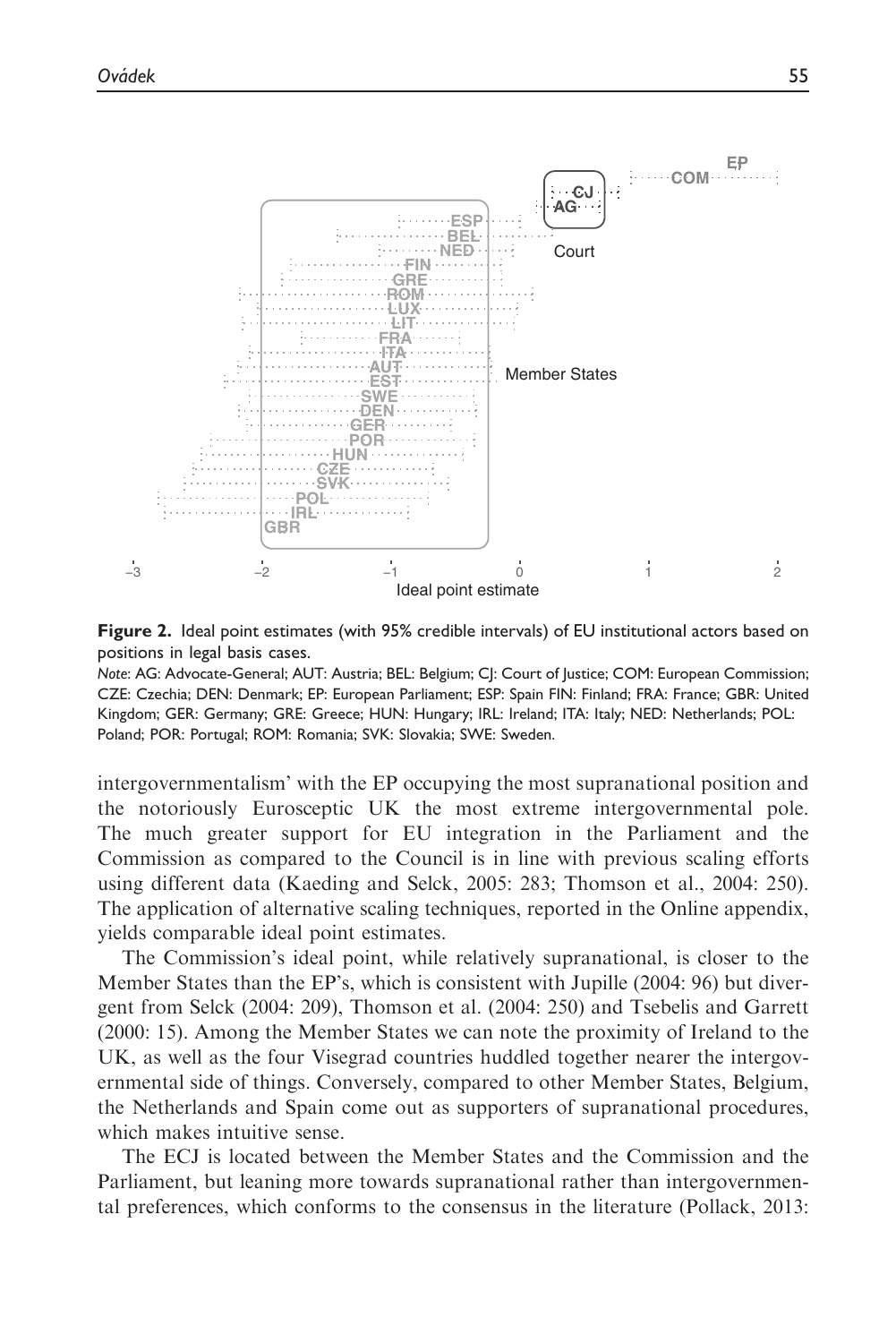**Figure 2.** Ideal point estimates (with 95% credible intervals) of EU institutional actors based on positions in legal basis cases.

*Note*: AG: Advocate-General; AUT: Austria; BEL: Belgium; CJ: Court of Justice; COM: European Commission; CZE: Czechia; DEN: Denmark; EP: European Parliament; ESP: Spain FIN: Finland; FRA: France; GBR: United Kingdom; GER: Germany; GRE: Greece; HUN: Hungary; IRL: Ireland; ITA: Italy; NED: Netherlands; POL: Poland; POR: Portugal; ROM: Romania; SVK: Slovakia; SWE: Sweden.

intergovernmentalism' with the EP occupying the most supranational position and the notoriously Eurosceptic UK the most extreme intergovernmental pole. The much greater support for EU integration in the Parliament and the Commission as compared to the Council is in line with previous scaling efforts using different data (Kaeding and Selck, 2005: 283; Thomson et al., 2004: 250). The application of alternative scaling techniques, reported in the Online appendix, yields comparable ideal point estimates.

The Commission's ideal point, while relatively supranational, is closer to the Member States than the EP's, which is consistent with Jupille (2004: 96) but divergent from Selck (2004: 209), Thomson et al. (2004: 250) and Tsebelis and Garrett (2000: 15). Among the Member States we can note the proximity of Ireland to the UK, as well as the four Visegrad countries huddled together nearer the intergovernmental side of things. Conversely, compared to other Member States, Belgium, the Netherlands and Spain come out as supporters of supranational procedures, which makes intuitive sense.

The ECJ is located between the Member States and the Commission and the Parliament, but leaning more towards supranational rather than intergovernmental preferences, which conforms to the consensus in the literature (Pollack, 2013: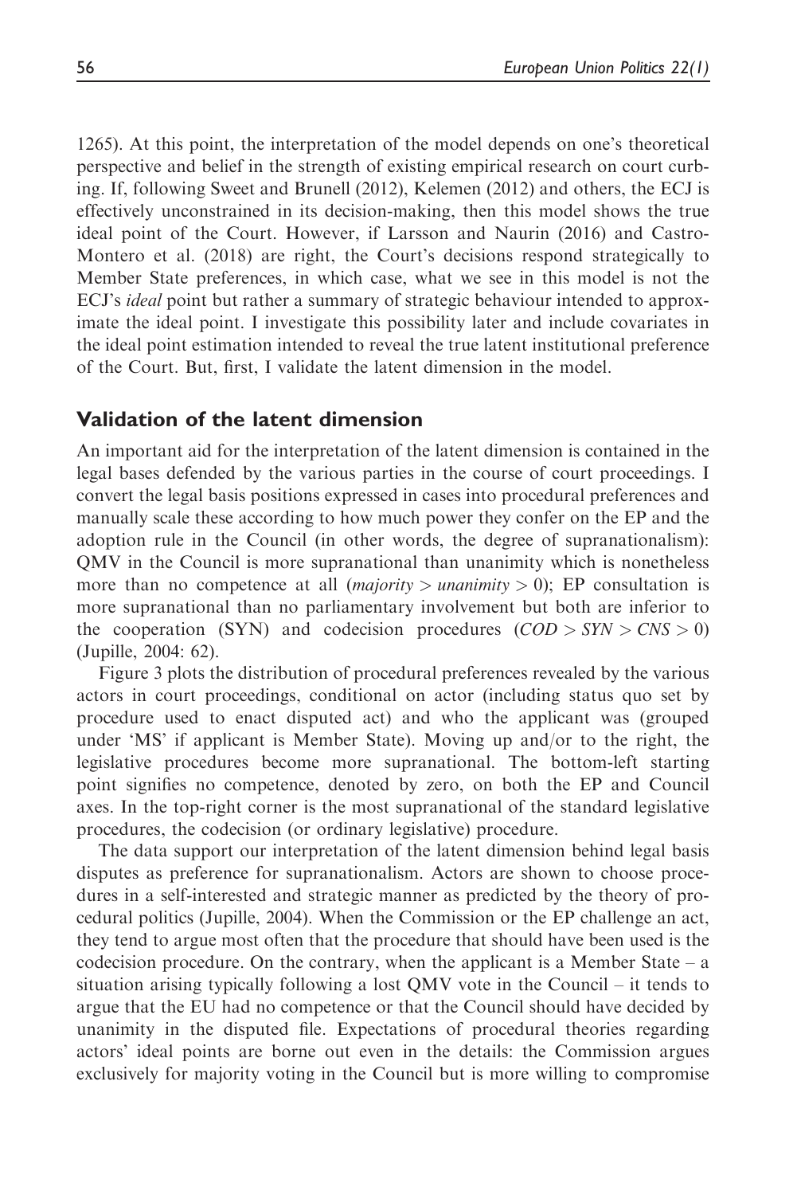1265). At this point, the interpretation of the model depends on one's theoretical perspective and belief in the strength of existing empirical research on court curbing. If, following Sweet and Brunell (2012), Kelemen (2012) and others, the ECJ is effectively unconstrained in its decision-making, then this model shows the true ideal point of the Court. However, if Larsson and Naurin (2016) and Castro-Montero et al. (2018) are right, the Court's decisions respond strategically to Member State preferences, in which case, what we see in this model is not the ECJ's *ideal* point but rather a summary of strategic behaviour intended to approximate the ideal point. I investigate this possibility later and include covariates in the ideal point estimation intended to reveal the true latent institutional preference of the Court. But, first, I validate the latent dimension in the model.

## Validation of the latent dimension

An important aid for the interpretation of the latent dimension is contained in the legal bases defended by the various parties in the course of court proceedings. I convert the legal basis positions expressed in cases into procedural preferences and manually scale these according to how much power they confer on the EP and the adoption rule in the Council (in other words, the degree of supranationalism): QMV in the Council is more supranational than unanimity which is nonetheless more than no competence at all ($majority > unanimity > 0$); EP consultation is more supranational than no parliamentary involvement but both are inferior to the cooperation (SYN) and codecision procedures ($COD > SYN > CNS > 0$) (Jupille, 2004: 62).

Figure 3 plots the distribution of procedural preferences revealed by the various actors in court proceedings, conditional on actor (including status quo set by procedure used to enact disputed act) and who the applicant was (grouped under 'MS' if applicant is Member State). Moving up and/or to the right, the legislative procedures become more supranational. The bottom-left starting point signifies no competence, denoted by zero, on both the EP and Council axes. In the top-right corner is the most supranational of the standard legislative procedures, the codecision (or ordinary legislative) procedure.

The data support our interpretation of the latent dimension behind legal basis disputes as preference for supranationalism. Actors are shown to choose procedures in a self-interested and strategic manner as predicted by the theory of procedural politics (Jupille, 2004). When the Commission or the EP challenge an act, they tend to argue most often that the procedure that should have been used is the codecision procedure. On the contrary, when the applicant is a Member State – a situation arising typically following a lost QMV vote in the Council – it tends to argue that the EU had no competence or that the Council should have decided by unanimity in the disputed file. Expectations of procedural theories regarding actors' ideal points are borne out even in the details: the Commission argues exclusively for majority voting in the Council but is more willing to compromise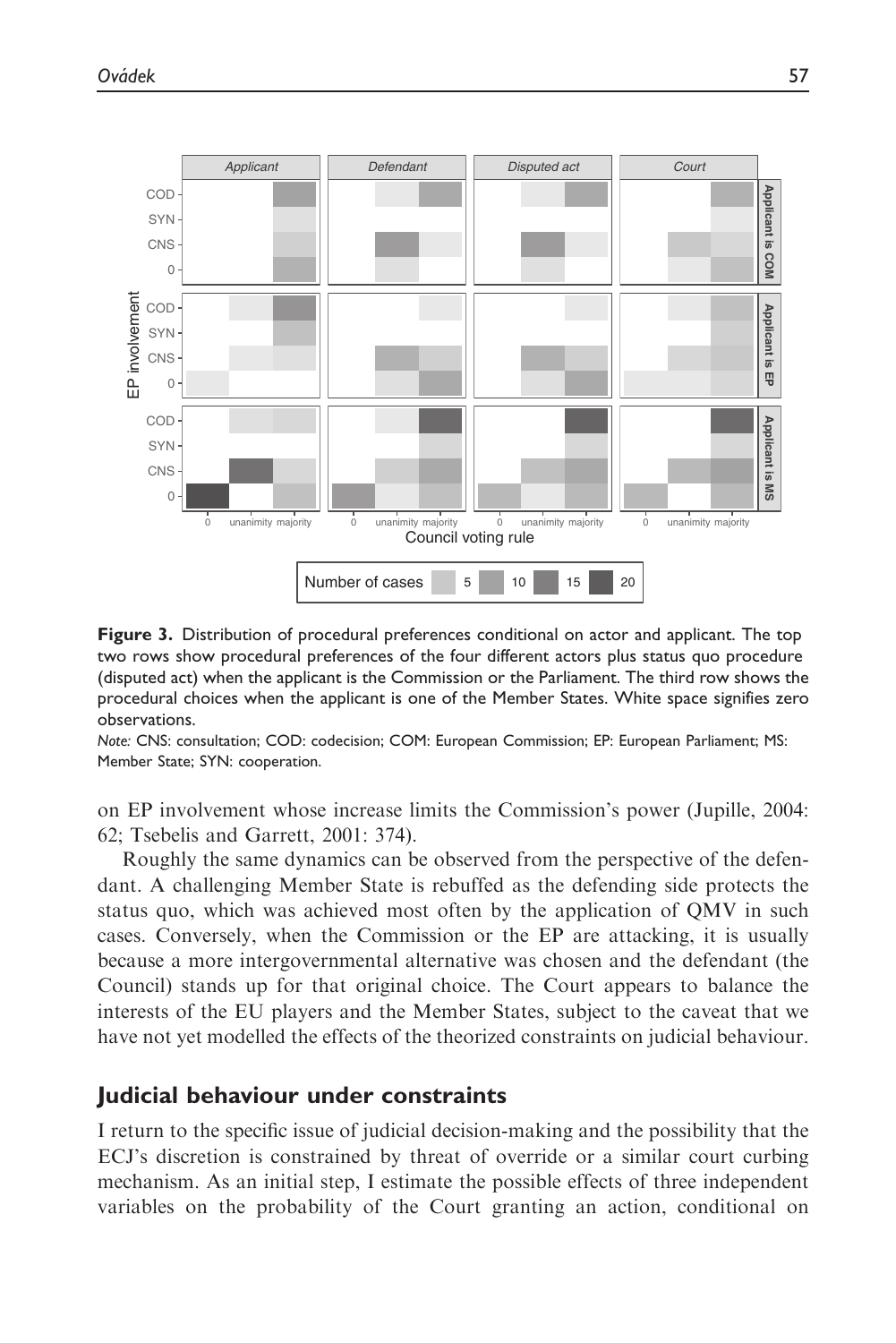**Figure 3.** Distribution of procedural preferences conditional on actor and applicant. The top two rows show procedural preferences of the four different actors plus status quo procedure (disputed act) when the applicant is the Commission or the Parliament. The third row shows the procedural choices when the applicant is one of the Member States. White space signifies zero observations.

*Note:* CNS: consultation; COD: codecision; COM: European Commission; EP: European Parliament; MS: Member State; SYN: cooperation.

on EP involvement whose increase limits the Commission's power (Jupille, 2004: 62; Tsebelis and Garrett, 2001: 374).

Roughly the same dynamics can be observed from the perspective of the defendant. A challenging Member State is rebuffed as the defending side protects the status quo, which was achieved most often by the application of QMV in such cases. Conversely, when the Commission or the EP are attacking, it is usually because a more intergovernmental alternative was chosen and the defendant (the Council) stands up for that original choice. The Court appears to balance the interests of the EU players and the Member States, subject to the caveat that we have not yet modelled the effects of the theorized constraints on judicial behaviour.

## Judicial behaviour under constraints

I return to the specific issue of judicial decision-making and the possibility that the ECJ's discretion is constrained by threat of override or a similar court curbing mechanism. As an initial step, I estimate the possible effects of three independent variables on the probability of the Court granting an action, conditional on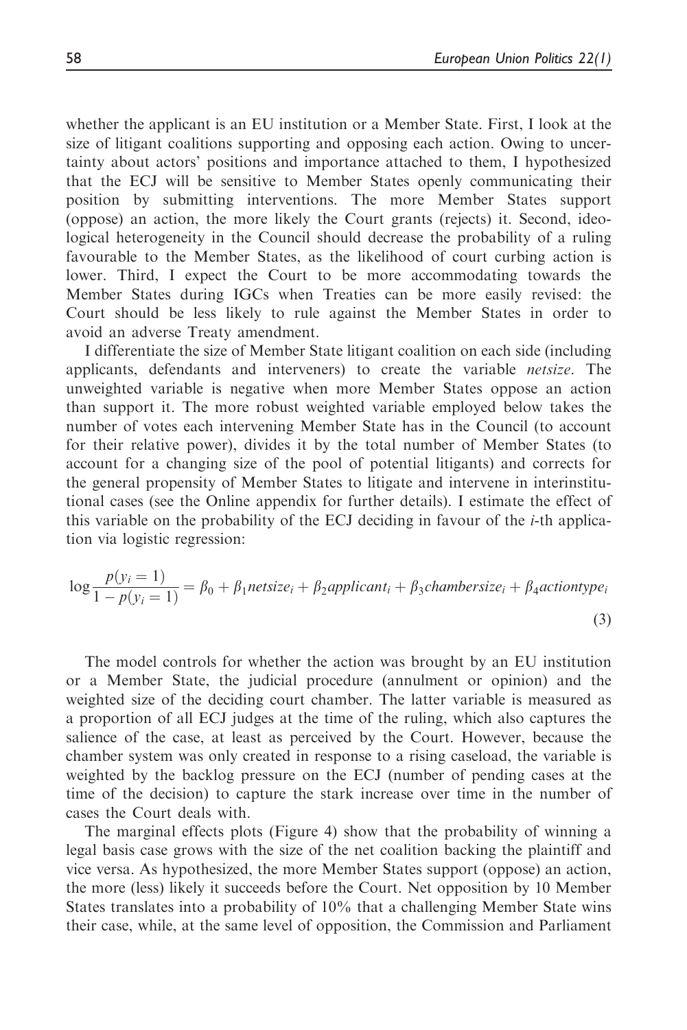whether the applicant is an EU institution or a Member State. First, I look at the size of litigant coalitions supporting and opposing each action. Owing to uncertainty about actors' positions and importance attached to them, I hypothesized that the ECJ will be sensitive to Member States openly communicating their position by submitting interventions. The more Member States support (oppose) an action, the more likely the Court grants (rejects) it. Second, ideological heterogeneity in the Council should decrease the probability of a ruling favourable to the Member States, as the likelihood of court curbing action is lower. Third, I expect the Court to be more accommodating towards the Member States during IGCs when Treaties can be more easily revised: the Court should be less likely to rule against the Member States in order to avoid an adverse Treaty amendment.

I differentiate the size of Member State litigant coalition on each side (including applicants, defendants and interveners) to create the variable *netsize*. The unweighted variable is negative when more Member States oppose an action than support it. The more robust weighted variable employed below takes the number of votes each intervening Member State has in the Council (to account for their relative power), divides it by the total number of Member States (to account for a changing size of the pool of potential litigants) and corrects for the general propensity of Member States to litigate and intervene in interinstitutional cases (see the Online appendix for further details). I estimate the effect of this variable on the probability of the ECJ deciding in favour of the $i$-th application via logistic regression:

$$\log \frac{p(y_i = 1)}{1 - p(y_i = 1)} = \beta_0 + \beta_1 netsize_i + \beta_2 applicant_i + \beta_3 chambersize_i + \beta_4 actiontype_i \tag{3}$$

The model controls for whether the action was brought by an EU institution or a Member State, the judicial procedure (annulment or opinion) and the weighted size of the deciding court chamber. The latter variable is measured as a proportion of all ECJ judges at the time of the ruling, which also captures the salience of the case, at least as perceived by the Court. However, because the chamber system was only created in response to a rising caseload, the variable is weighted by the backlog pressure on the ECJ (number of pending cases at the time of the decision) to capture the stark increase over time in the number of cases the Court deals with.

The marginal effects plots (Figure 4) show that the probability of winning a legal basis case grows with the size of the net coalition backing the plaintiff and vice versa. As hypothesized, the more Member States support (oppose) an action, the more (less) likely it succeeds before the Court. Net opposition by 10 Member States translates into a probability of 10% that a challenging Member State wins their case, while, at the same level of opposition, the Commission and Parliament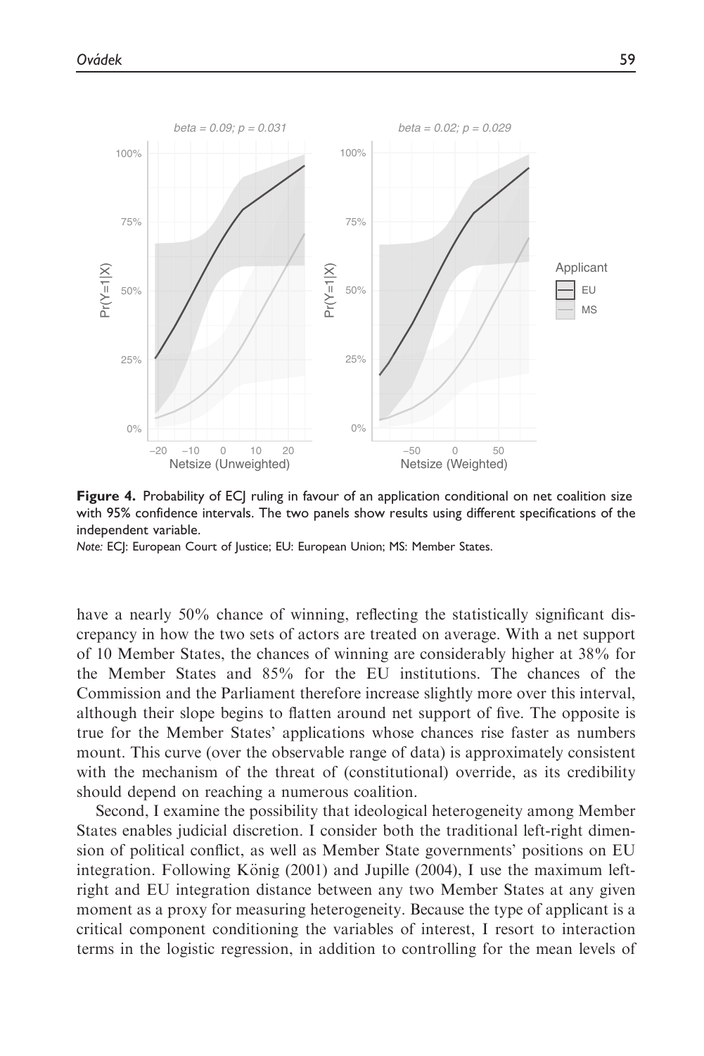**Figure 4.** Probability of ECJ ruling in favour of an application conditional on net coalition size with 95% confidence intervals. The two panels show results using different specifications of the independent variable.

*Note:* ECJ: European Court of Justice; EU: European Union; MS: Member States.

have a nearly 50% chance of winning, reflecting the statistically significant discrepancy in how the two sets of actors are treated on average. With a net support of 10 Member States, the chances of winning are considerably higher at 38% for the Member States and 85% for the EU institutions. The chances of the Commission and the Parliament therefore increase slightly more over this interval, although their slope begins to flatten around net support of five. The opposite is true for the Member States' applications whose chances rise faster as numbers mount. This curve (over the observable range of data) is approximately consistent with the mechanism of the threat of (constitutional) override, as its credibility should depend on reaching a numerous coalition.

Second, I examine the possibility that ideological heterogeneity among Member States enables judicial discretion. I consider both the traditional left-right dimension of political conflict, as well as Member State governments' positions on EU integration. Following König (2001) and Jupille (2004), I use the maximum left-right and EU integration distance between any two Member States at any given moment as a proxy for measuring heterogeneity. Because the type of applicant is a critical component conditioning the variables of interest, I resort to interaction terms in the logistic regression, in addition to controlling for the mean levels of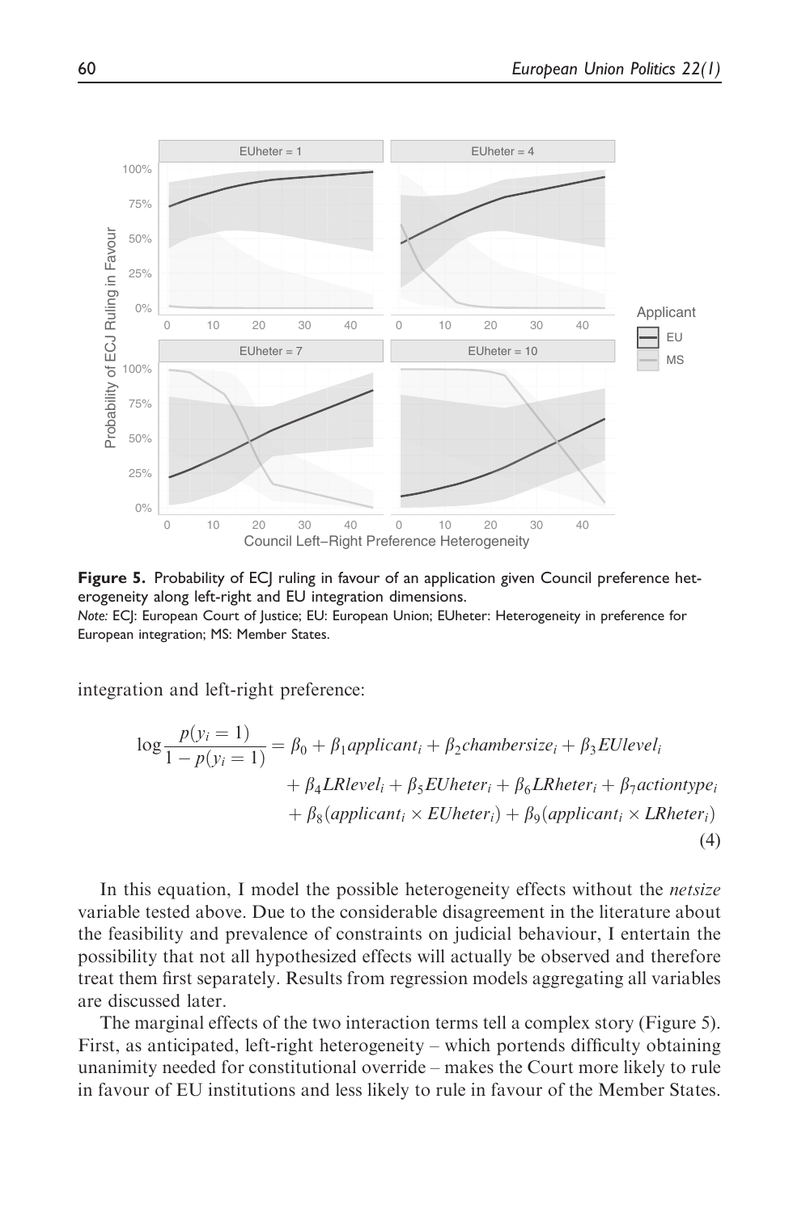**Figure 5.** Probability of ECJ ruling in favour of an application given Council preference heterogeneity along left-right and EU integration dimensions.
*Note:* ECJ: European Court of Justice; EU: European Union; EUheter: Heterogeneity in preference for European integration; MS: Member States.

integration and left-right preference:

$$\log\frac{p(y_i = 1)}{1 - p(y_i = 1)} = \beta_0 + \beta_1 applicant_i + \beta_2 chambersize_i + \beta_3 EUlevel_i + \beta_4 LRlevel_i + \beta_5 EUheter_i + \beta_6 LRheter_i + \beta_7 actiontype_i + \beta_8(applicant_i \times EUheter_i) + \beta_9(applicant_i \times LRheter_i) \quad (4)$$

In this equation, I model the possible heterogeneity effects without the *netsize* variable tested above. Due to the considerable disagreement in the literature about the feasibility and prevalence of constraints on judicial behaviour, I entertain the possibility that not all hypothesized effects will actually be observed and therefore treat them first separately. Results from regression models aggregating all variables are discussed later.

The marginal effects of the two interaction terms tell a complex story (Figure 5). First, as anticipated, left-right heterogeneity – which portends difficulty obtaining unanimity needed for constitutional override – makes the Court more likely to rule in favour of EU institutions and less likely to rule in favour of the Member States.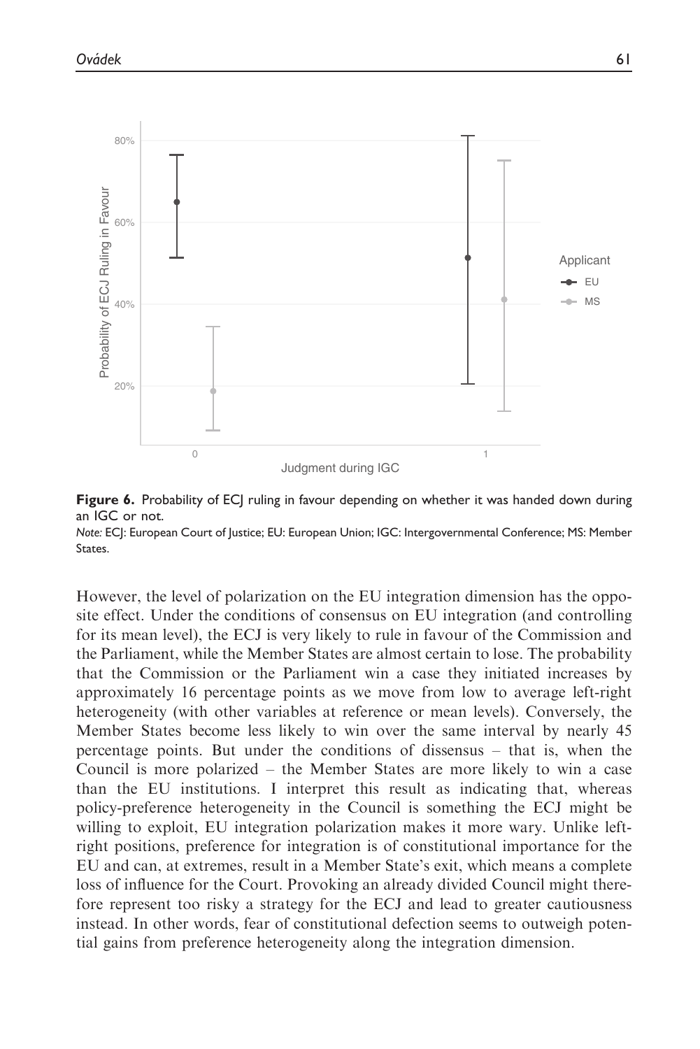**Figure 6.** Probability of ECJ ruling in favour depending on whether it was handed down during an IGC or not.

*Note:* ECJ: European Court of Justice; EU: European Union; IGC: Intergovernmental Conference; MS: Member States.

However, the level of polarization on the EU integration dimension has the opposite effect. Under the conditions of consensus on EU integration (and controlling for its mean level), the ECJ is very likely to rule in favour of the Commission and the Parliament, while the Member States are almost certain to lose. The probability that the Commission or the Parliament win a case they initiated increases by approximately 16 percentage points as we move from low to average left-right heterogeneity (with other variables at reference or mean levels). Conversely, the Member States become less likely to win over the same interval by nearly 45 percentage points. But under the conditions of dissensus – that is, when the Council is more polarized – the Member States are more likely to win a case than the EU institutions. I interpret this result as indicating that, whereas policy-preference heterogeneity in the Council is something the ECJ might be willing to exploit, EU integration polarization makes it more wary. Unlike left-right positions, preference for integration is of constitutional importance for the EU and can, at extremes, result in a Member State's exit, which means a complete loss of influence for the Court. Provoking an already divided Council might therefore represent too risky a strategy for the ECJ and lead to greater cautiousness instead. In other words, fear of constitutional defection seems to outweigh potential gains from preference heterogeneity along the integration dimension.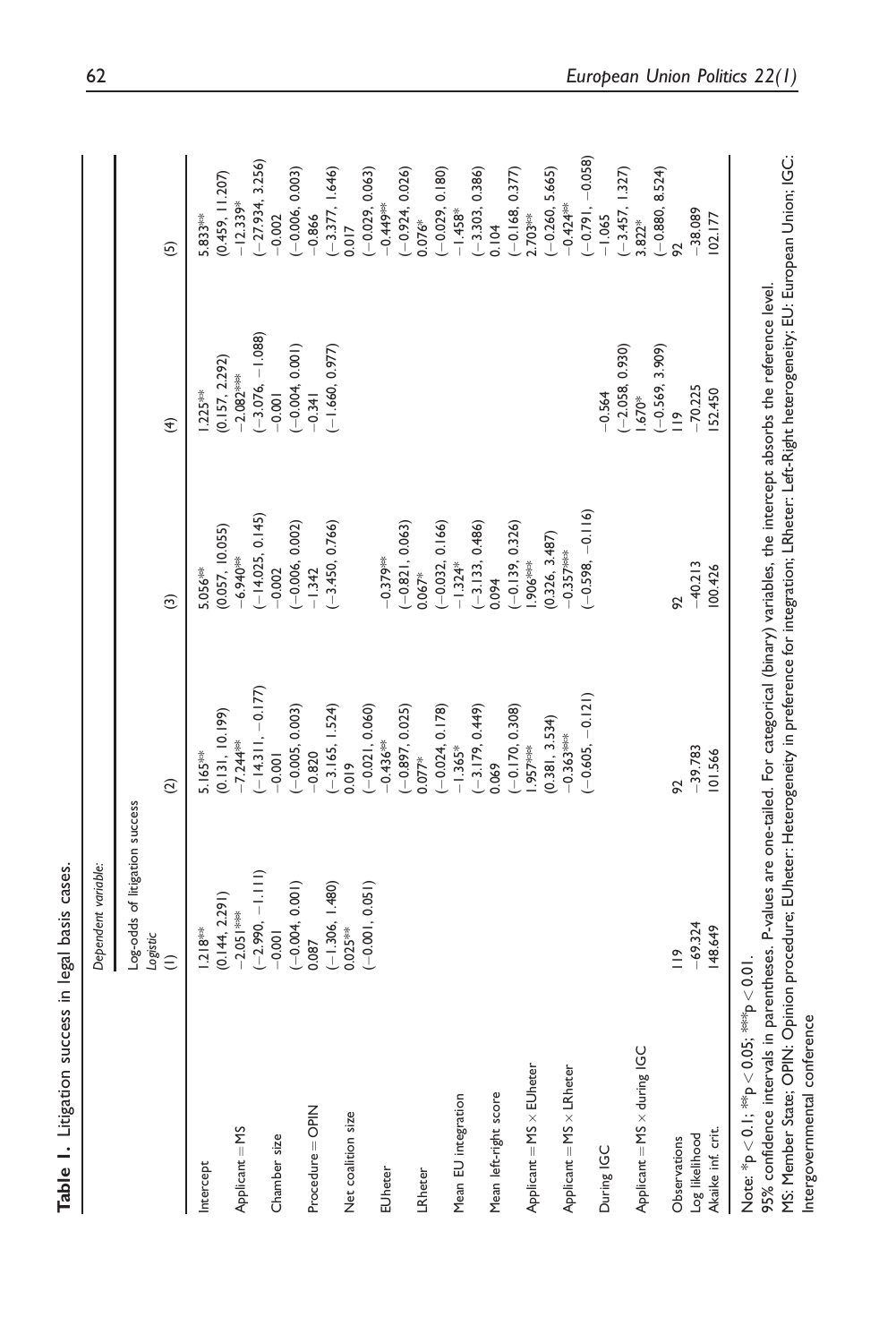**Table 1.** Litigation success in legal basis cases.

| | Dependent variable: | | | | |
|---|---|---|---|---|---|
| | Log-odds of litigation success | | | | |
| | *Logistic* | | | | |
| | (1) | (2) | (3) | (4) | (5) |
| Intercept | 1.218** | 5.165** | 5.056** | 1.225** | 5.833** |
| | (0.144, 2.291) | (0.131, 10.199) | (0.057, 10.055) | (0.157, 2.292) | (0.459, 11.207) |
| Applicant = MS | −2.051*** | −7.244** | −6.940** | −2.082*** | −12.339* |
| | (−2.990, −1.111) | (−14.311, −0.177) | (−14.025, 0.145) | (−3.076, −1.088) | (−27.934, 3.256) |
| Chamber size | −0.001 | −0.001 | −0.002 | −0.001 | −0.002 |
| | (−0.004, 0.001) | (−0.005, 0.003) | (−0.006, 0.002) | (−0.004, 0.001) | (−0.006, 0.003) |
| Procedure = OPIN | 0.087 | −0.820 | −1.342 | −0.341 | −0.866 |
| | (−1.306, 1.480) | (−3.165, 1.524) | (−3.450, 0.766) | (−1.660, 0.977) | (−3.377, 1.646) |
| Net coalition size | 0.025** | 0.019 | | | 0.017 |
| | (−0.001, 0.051) | (−0.021, 0.060) | | | (−0.029, 0.063) |
| EUheter | | −0.436** | −0.379** | | −0.449** |
| | | (−0.897, 0.025) | (−0.821, 0.063) | | (−0.924, 0.026) |
| LRheter | | 0.077* | 0.067* | | 0.076* |
| | | (−0.024, 0.178) | (−0.032, 0.166) | | (−0.029, 0.180) |
| Mean EU integration | | −1.365* | −1.324* | | −1.458* |
| | | (−3.179, 0.449) | (−3.133, 0.486) | | (−3.303, 0.386) |
| Mean left-right score | | 0.069 | 0.094 | | 0.104 |
| | | (−0.170, 0.308) | (−0.139, 0.326) | | (−0.168, 0.377) |
| Applicant = MS × EUheter | | 1.957*** | 1.906*** | | 2.703** |
| | | (0.381, 3.534) | (0.326, 3.487) | | (−0.260, 5.665) |
| Applicant = MS × LRheter | | −0.363*** | −0.357*** | | −0.424** |
| | | (−0.605, −0.121) | (−0.598, −0.116) | | (−0.791, −0.058) |
| During IGC | | | | −0.564 | −1.065 |
| | | | | (−2.058, 0.930) | (−3.457, 1.327) |
| Applicant = MS × during IGC | | | | 1.670* | 3.822* |
| | | | | (−0.569, 3.909) | (−0.880, 8.524) |
| Observations | 119 | 92 | 92 | 119 | 92 |
| Log likelihood | −69.324 | −39.783 | −40.213 | −70.225 | −38.089 |
| Akaike inf. crit. | 148.649 | 101.566 | 100.426 | 152.450 | 102.177 |

Note: *p < 0.1; **p < 0.05; ***p < 0.01.
95% confidence intervals in parentheses. P-values are one-tailed. For categorical (binary) variables, the intercept absorbs the reference level.
MS: Member State; OPIN: Opinion procedure; EUheter: Heterogeneity in preference for integration; LRheter: Left-Right heterogeneity; EU: European Union; IGC: Intergovernmental conference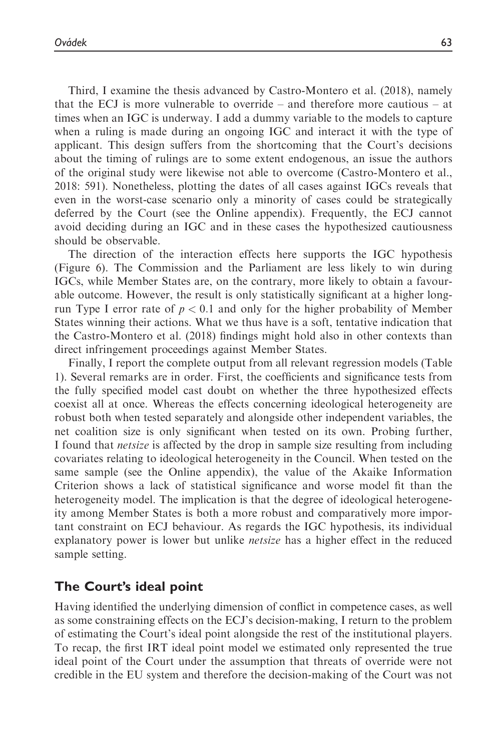Third, I examine the thesis advanced by Castro-Montero et al. (2018), namely that the ECJ is more vulnerable to override – and therefore more cautious – at times when an IGC is underway. I add a dummy variable to the models to capture when a ruling is made during an ongoing IGC and interact it with the type of applicant. This design suffers from the shortcoming that the Court's decisions about the timing of rulings are to some extent endogenous, an issue the authors of the original study were likewise not able to overcome (Castro-Montero et al., 2018: 591). Nonetheless, plotting the dates of all cases against IGCs reveals that even in the worst-case scenario only a minority of cases could be strategically deferred by the Court (see the Online appendix). Frequently, the ECJ cannot avoid deciding during an IGC and in these cases the hypothesized cautiousness should be observable.

The direction of the interaction effects here supports the IGC hypothesis (Figure 6). The Commission and the Parliament are less likely to win during IGCs, while Member States are, on the contrary, more likely to obtain a favourable outcome. However, the result is only statistically significant at a higher long-run Type I error rate of $p < 0.1$ and only for the higher probability of Member States winning their actions. What we thus have is a soft, tentative indication that the Castro-Montero et al. (2018) findings might hold also in other contexts than direct infringement proceedings against Member States.

Finally, I report the complete output from all relevant regression models (Table 1). Several remarks are in order. First, the coefficients and significance tests from the fully specified model cast doubt on whether the three hypothesized effects coexist all at once. Whereas the effects concerning ideological heterogeneity are robust both when tested separately and alongside other independent variables, the net coalition size is only significant when tested on its own. Probing further, I found that *netsize* is affected by the drop in sample size resulting from including covariates relating to ideological heterogeneity in the Council. When tested on the same sample (see the Online appendix), the value of the Akaike Information Criterion shows a lack of statistical significance and worse model fit than the heterogeneity model. The implication is that the degree of ideological heterogeneity among Member States is both a more robust and comparatively more important constraint on ECJ behaviour. As regards the IGC hypothesis, its individual explanatory power is lower but unlike *netsize* has a higher effect in the reduced sample setting.

## The Court's ideal point

Having identified the underlying dimension of conflict in competence cases, as well as some constraining effects on the ECJ's decision-making, I return to the problem of estimating the Court's ideal point alongside the rest of the institutional players. To recap, the first IRT ideal point model we estimated only represented the true ideal point of the Court under the assumption that threats of override were not credible in the EU system and therefore the decision-making of the Court was not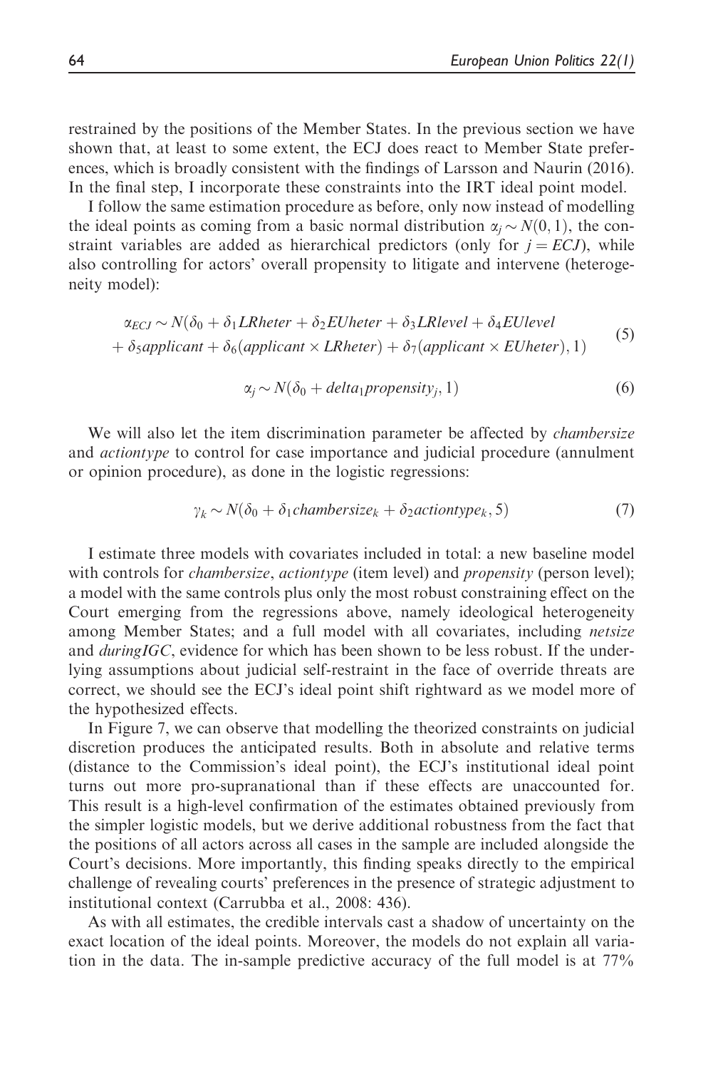restrained by the positions of the Member States. In the previous section we have shown that, at least to some extent, the ECJ does react to Member State preferences, which is broadly consistent with the findings of Larsson and Naurin (2016). In the final step, I incorporate these constraints into the IRT ideal point model.

I follow the same estimation procedure as before, only now instead of modelling the ideal points as coming from a basic normal distribution $\alpha_j \sim N(0, 1)$, the constraint variables are added as hierarchical predictors (only for $j = ECJ$), while also controlling for actors' overall propensity to litigate and intervene (heterogeneity model):

$$\alpha_{ECJ} \sim N(\delta_0 + \delta_1 LRheter + \delta_2 EUheter + \delta_3 LRlevel + \delta_4 EUlevel \\ + \delta_5 applicant + \delta_6 (applicant \times LRheter) + \delta_7 (applicant \times EUheter), 1) \tag{5}$$

$$\alpha_j \sim N(\delta_0 + delta_1 propensity_j, 1) \tag{6}$$

We will also let the item discrimination parameter be affected by *chambersize* and *actiontype* to control for case importance and judicial procedure (annulment or opinion procedure), as done in the logistic regressions:

$$\gamma_k \sim N(\delta_0 + \delta_1 chambersize_k + \delta_2 actiontype_k, 5) \tag{7}$$

I estimate three models with covariates included in total: a new baseline model with controls for *chambersize*, *actiontype* (item level) and *propensity* (person level); a model with the same controls plus only the most robust constraining effect on the Court emerging from the regressions above, namely ideological heterogeneity among Member States; and a full model with all covariates, including *netsize* and *duringIGC*, evidence for which has been shown to be less robust. If the underlying assumptions about judicial self-restraint in the face of override threats are correct, we should see the ECJ's ideal point shift rightward as we model more of the hypothesized effects.

In Figure 7, we can observe that modelling the theorized constraints on judicial discretion produces the anticipated results. Both in absolute and relative terms (distance to the Commission's ideal point), the ECJ's institutional ideal point turns out more pro-supranational than if these effects are unaccounted for. This result is a high-level confirmation of the estimates obtained previously from the simpler logistic models, but we derive additional robustness from the fact that the positions of all actors across all cases in the sample are included alongside the Court's decisions. More importantly, this finding speaks directly to the empirical challenge of revealing courts' preferences in the presence of strategic adjustment to institutional context (Carrubba et al., 2008: 436).

As with all estimates, the credible intervals cast a shadow of uncertainty on the exact location of the ideal points. Moreover, the models do not explain all variation in the data. The in-sample predictive accuracy of the full model is at 77%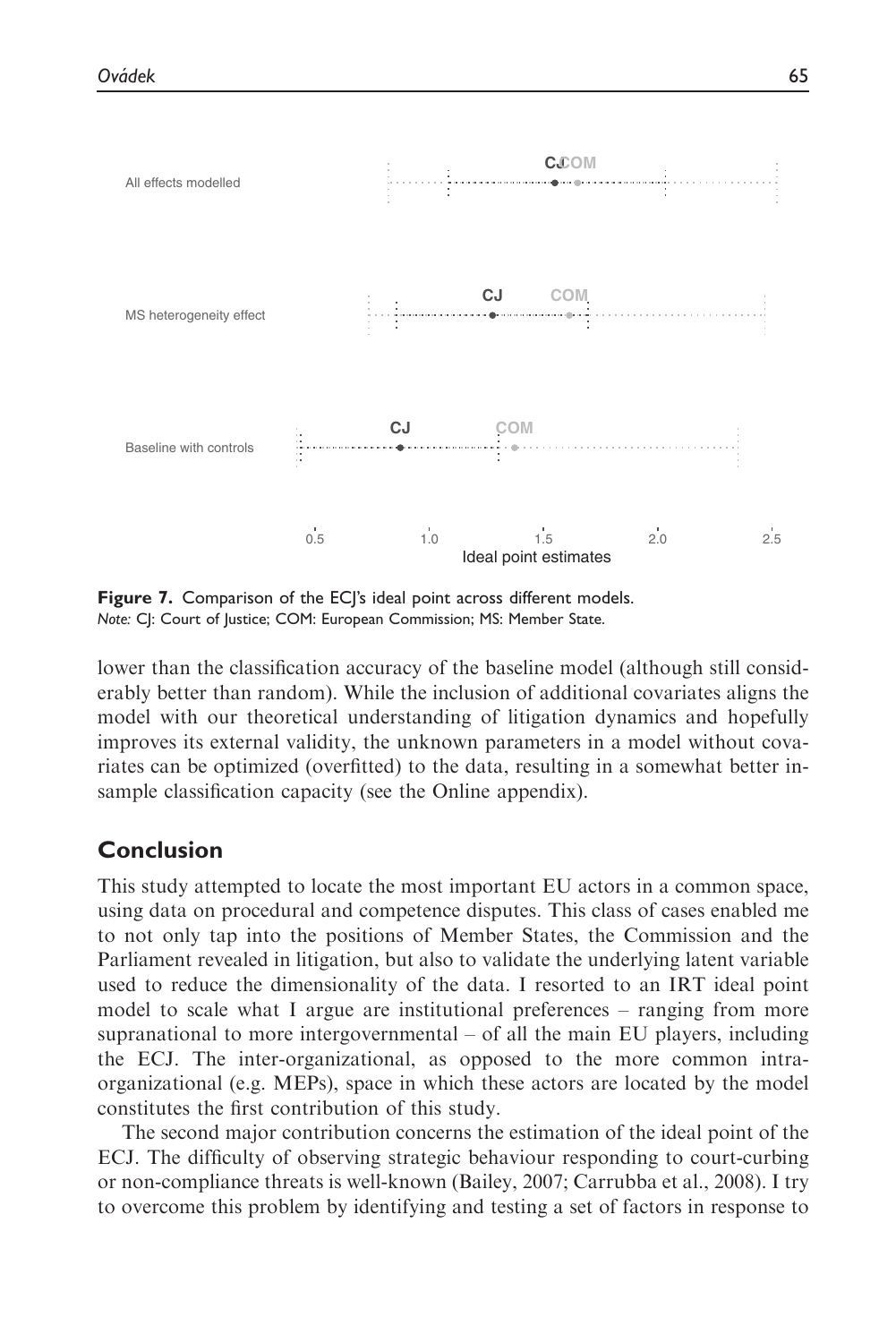Figure 7. Comparison of the ECJ's ideal point across different models.
*Note:* CJ: Court of Justice; COM: European Commission; MS: Member State.

lower than the classification accuracy of the baseline model (although still considerably better than random). While the inclusion of additional covariates aligns the model with our theoretical understanding of litigation dynamics and hopefully improves its external validity, the unknown parameters in a model without covariates can be optimized (overfitted) to the data, resulting in a somewhat better in-sample classification capacity (see the Online appendix).

## Conclusion

This study attempted to locate the most important EU actors in a common space, using data on procedural and competence disputes. This class of cases enabled me to not only tap into the positions of Member States, the Commission and the Parliament revealed in litigation, but also to validate the underlying latent variable used to reduce the dimensionality of the data. I resorted to an IRT ideal point model to scale what I argue are institutional preferences – ranging from more supranational to more intergovernmental – of all the main EU players, including the ECJ. The inter-organizational, as opposed to the more common intra-organizational (e.g. MEPs), space in which these actors are located by the model constitutes the first contribution of this study.

The second major contribution concerns the estimation of the ideal point of the ECJ. The difficulty of observing strategic behaviour responding to court-curbing or non-compliance threats is well-known (Bailey, 2007; Carrubba et al., 2008). I try to overcome this problem by identifying and testing a set of factors in response to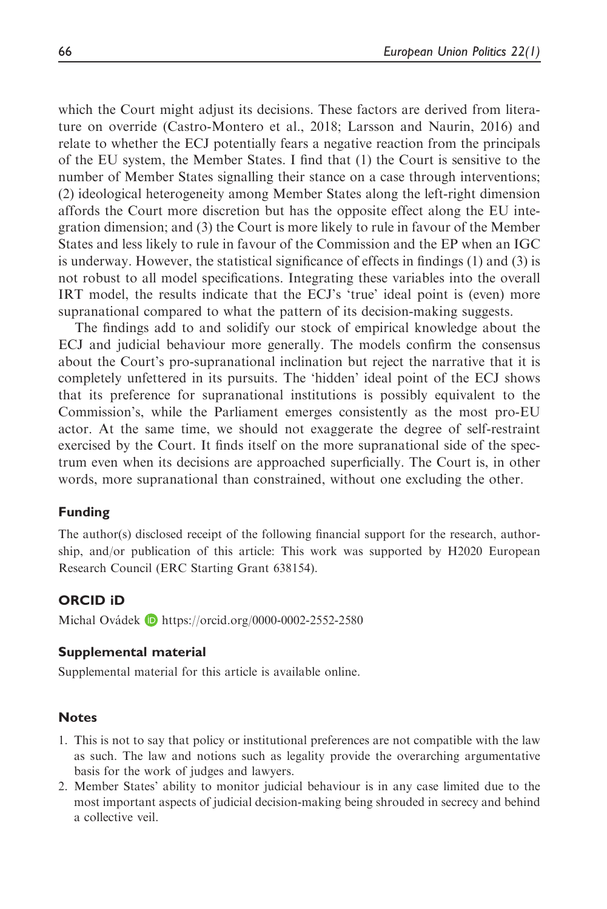which the Court might adjust its decisions. These factors are derived from literature on override (Castro-Montero et al., 2018; Larsson and Naurin, 2016) and relate to whether the ECJ potentially fears a negative reaction from the principals of the EU system, the Member States. I find that (1) the Court is sensitive to the number of Member States signalling their stance on a case through interventions; (2) ideological heterogeneity among Member States along the left-right dimension affords the Court more discretion but has the opposite effect along the EU integration dimension; and (3) the Court is more likely to rule in favour of the Member States and less likely to rule in favour of the Commission and the EP when an IGC is underway. However, the statistical significance of effects in findings (1) and (3) is not robust to all model specifications. Integrating these variables into the overall IRT model, the results indicate that the ECJ's 'true' ideal point is (even) more supranational compared to what the pattern of its decision-making suggests.

The findings add to and solidify our stock of empirical knowledge about the ECJ and judicial behaviour more generally. The models confirm the consensus about the Court's pro-supranational inclination but reject the narrative that it is completely unfettered in its pursuits. The 'hidden' ideal point of the ECJ shows that its preference for supranational institutions is possibly equivalent to the Commission's, while the Parliament emerges consistently as the most pro-EU actor. At the same time, we should not exaggerate the degree of self-restraint exercised by the Court. It finds itself on the more supranational side of the spectrum even when its decisions are approached superficially. The Court is, in other words, more supranational than constrained, without one excluding the other.

## Funding

The author(s) disclosed receipt of the following financial support for the research, authorship, and/or publication of this article: This work was supported by H2020 European Research Council (ERC Starting Grant 638154).

## ORCID iD

Michal Ovádek https://orcid.org/0000-0002-2552-2580

## Supplemental material

Supplemental material for this article is available online.

## Notes

1. This is not to say that policy or institutional preferences are not compatible with the law as such. The law and notions such as legality provide the overarching argumentative basis for the work of judges and lawyers.
2. Member States' ability to monitor judicial behaviour is in any case limited due to the most important aspects of judicial decision-making being shrouded in secrecy and behind a collective veil.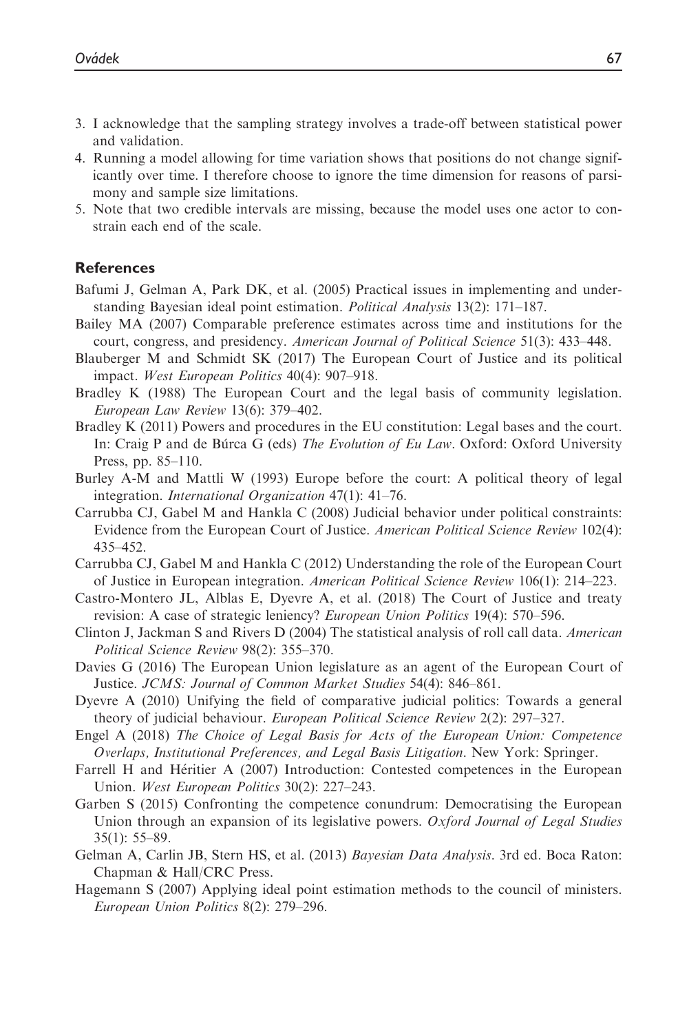3. I acknowledge that the sampling strategy involves a trade-off between statistical power and validation.
4. Running a model allowing for time variation shows that positions do not change significantly over time. I therefore choose to ignore the time dimension for reasons of parsimony and sample size limitations.
5. Note that two credible intervals are missing, because the model uses one actor to constrain each end of the scale.

## References

Bafumi J, Gelman A, Park DK, et al. (2005) Practical issues in implementing and understanding Bayesian ideal point estimation. *Political Analysis* 13(2): 171–187.

Bailey MA (2007) Comparable preference estimates across time and institutions for the court, congress, and presidency. *American Journal of Political Science* 51(3): 433–448.

Blauberger M and Schmidt SK (2017) The European Court of Justice and its political impact. *West European Politics* 40(4): 907–918.

Bradley K (1988) The European Court and the legal basis of community legislation. *European Law Review* 13(6): 379–402.

Bradley K (2011) Powers and procedures in the EU constitution: Legal bases and the court. In: Craig P and de Búrca G (eds) *The Evolution of Eu Law*. Oxford: Oxford University Press, pp. 85–110.

Burley A-M and Mattli W (1993) Europe before the court: A political theory of legal integration. *International Organization* 47(1): 41–76.

Carrubba CJ, Gabel M and Hankla C (2008) Judicial behavior under political constraints: Evidence from the European Court of Justice. *American Political Science Review* 102(4): 435–452.

Carrubba CJ, Gabel M and Hankla C (2012) Understanding the role of the European Court of Justice in European integration. *American Political Science Review* 106(1): 214–223.

Castro-Montero JL, Alblas E, Dyevre A, et al. (2018) The Court of Justice and treaty revision: A case of strategic leniency? *European Union Politics* 19(4): 570–596.

Clinton J, Jackman S and Rivers D (2004) The statistical analysis of roll call data. *American Political Science Review* 98(2): 355–370.

Davies G (2016) The European Union legislature as an agent of the European Court of Justice. *JCMS: Journal of Common Market Studies* 54(4): 846–861.

Dyevre A (2010) Unifying the field of comparative judicial politics: Towards a general theory of judicial behaviour. *European Political Science Review* 2(2): 297–327.

Engel A (2018) *The Choice of Legal Basis for Acts of the European Union: Competence Overlaps, Institutional Preferences, and Legal Basis Litigation*. New York: Springer.

Farrell H and Héritier A (2007) Introduction: Contested competences in the European Union. *West European Politics* 30(2): 227–243.

Garben S (2015) Confronting the competence conundrum: Democratising the European Union through an expansion of its legislative powers. *Oxford Journal of Legal Studies* 35(1): 55–89.

Gelman A, Carlin JB, Stern HS, et al. (2013) *Bayesian Data Analysis*. 3rd ed. Boca Raton: Chapman & Hall/CRC Press.

Hagemann S (2007) Applying ideal point estimation methods to the council of ministers. *European Union Politics* 8(2): 279–296.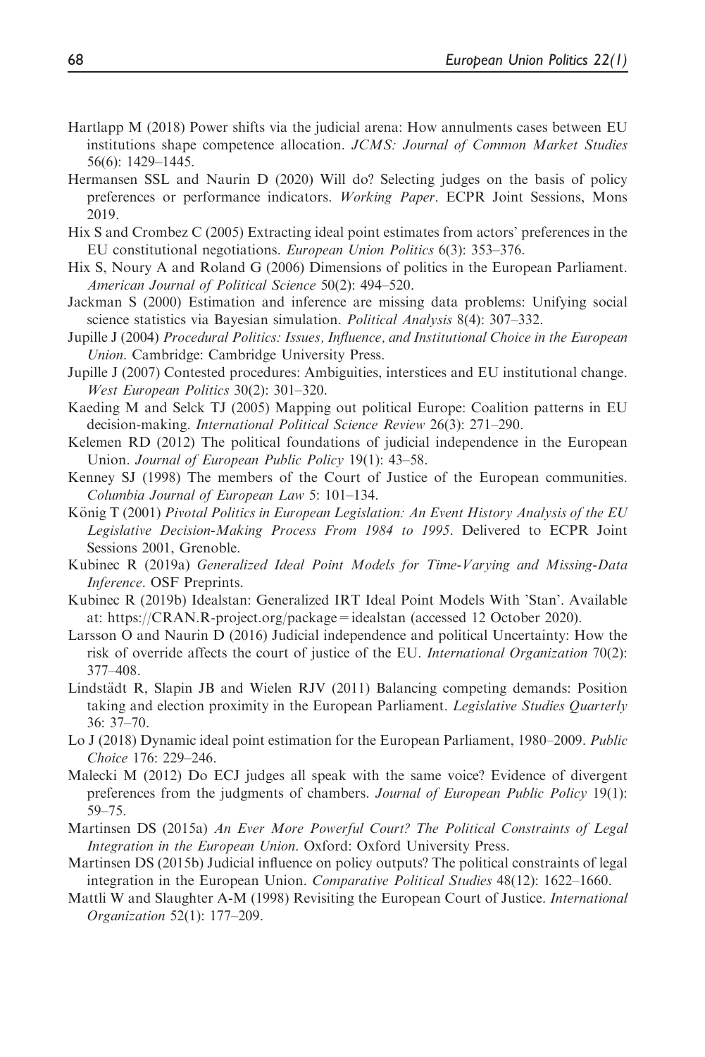Hartlapp M (2018) Power shifts via the judicial arena: How annulments cases between EU institutions shape competence allocation. *JCMS: Journal of Common Market Studies* 56(6): 1429–1445.

Hermansen SSL and Naurin D (2020) Will do? Selecting judges on the basis of policy preferences or performance indicators. *Working Paper*. ECPR Joint Sessions, Mons 2019.

Hix S and Crombez C (2005) Extracting ideal point estimates from actors' preferences in the EU constitutional negotiations. *European Union Politics* 6(3): 353–376.

Hix S, Noury A and Roland G (2006) Dimensions of politics in the European Parliament. *American Journal of Political Science* 50(2): 494–520.

Jackman S (2000) Estimation and inference are missing data problems: Unifying social science statistics via Bayesian simulation. *Political Analysis* 8(4): 307–332.

Jupille J (2004) *Procedural Politics: Issues, Influence, and Institutional Choice in the European Union*. Cambridge: Cambridge University Press.

Jupille J (2007) Contested procedures: Ambiguities, interstices and EU institutional change. *West European Politics* 30(2): 301–320.

Kaeding M and Selck TJ (2005) Mapping out political Europe: Coalition patterns in EU decision-making. *International Political Science Review* 26(3): 271–290.

Kelemen RD (2012) The political foundations of judicial independence in the European Union. *Journal of European Public Policy* 19(1): 43–58.

Kenney SJ (1998) The members of the Court of Justice of the European communities. *Columbia Journal of European Law* 5: 101–134.

König T (2001) *Pivotal Politics in European Legislation: An Event History Analysis of the EU Legislative Decision-Making Process From 1984 to 1995*. Delivered to ECPR Joint Sessions 2001, Grenoble.

Kubinec R (2019a) *Generalized Ideal Point Models for Time-Varying and Missing-Data Inference*. OSF Preprints.

Kubinec R (2019b) Idealstan: Generalized IRT Ideal Point Models With 'Stan'. Available at: https://CRAN.R-project.org/package=idealstan (accessed 12 October 2020).

Larsson O and Naurin D (2016) Judicial independence and political Uncertainty: How the risk of override affects the court of justice of the EU. *International Organization* 70(2): 377–408.

Lindstädt R, Slapin JB and Wielen RJV (2011) Balancing competing demands: Position taking and election proximity in the European Parliament. *Legislative Studies Quarterly* 36: 37–70.

Lo J (2018) Dynamic ideal point estimation for the European Parliament, 1980–2009. *Public Choice* 176: 229–246.

Malecki M (2012) Do ECJ judges all speak with the same voice? Evidence of divergent preferences from the judgments of chambers. *Journal of European Public Policy* 19(1): 59–75.

Martinsen DS (2015a) *An Ever More Powerful Court? The Political Constraints of Legal Integration in the European Union*. Oxford: Oxford University Press.

Martinsen DS (2015b) Judicial influence on policy outputs? The political constraints of legal integration in the European Union. *Comparative Political Studies* 48(12): 1622–1660.

Mattli W and Slaughter A-M (1998) Revisiting the European Court of Justice. *International Organization* 52(1): 177–209.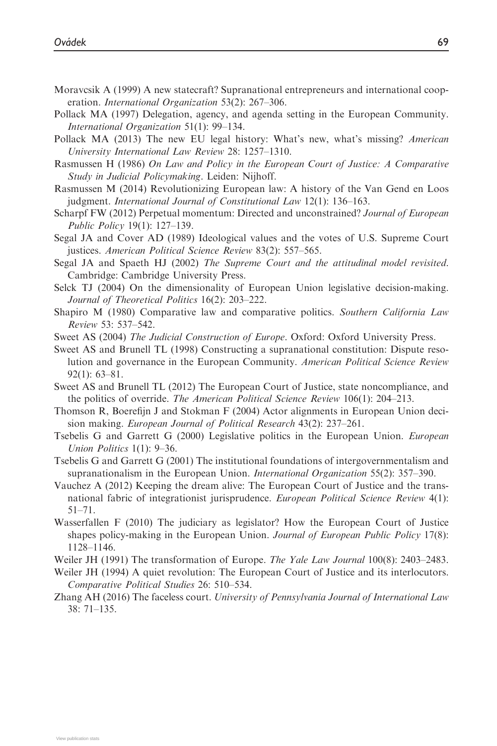Moravcsik A (1999) A new statecraft? Supranational entrepreneurs and international cooperation. *International Organization* 53(2): 267–306.

Pollack MA (1997) Delegation, agency, and agenda setting in the European Community. *International Organization* 51(1): 99–134.

Pollack MA (2013) The new EU legal history: What's new, what's missing? *American University International Law Review* 28: 1257–1310.

Rasmussen H (1986) *On Law and Policy in the European Court of Justice: A Comparative Study in Judicial Policymaking*. Leiden: Nijhoff.

Rasmussen M (2014) Revolutionizing European law: A history of the Van Gend en Loos judgment. *International Journal of Constitutional Law* 12(1): 136–163.

Scharpf FW (2012) Perpetual momentum: Directed and unconstrained? *Journal of European Public Policy* 19(1): 127–139.

Segal JA and Cover AD (1989) Ideological values and the votes of U.S. Supreme Court justices. *American Political Science Review* 83(2): 557–565.

Segal JA and Spaeth HJ (2002) *The Supreme Court and the attitudinal model revisited*. Cambridge: Cambridge University Press.

Selck TJ (2004) On the dimensionality of European Union legislative decision-making. *Journal of Theoretical Politics* 16(2): 203–222.

Shapiro M (1980) Comparative law and comparative politics. *Southern California Law Review* 53: 537–542.

Sweet AS (2004) *The Judicial Construction of Europe*. Oxford: Oxford University Press.

Sweet AS and Brunell TL (1998) Constructing a supranational constitution: Dispute resolution and governance in the European Community. *American Political Science Review* 92(1): 63–81.

Sweet AS and Brunell TL (2012) The European Court of Justice, state noncompliance, and the politics of override. *The American Political Science Review* 106(1): 204–213.

Thomson R, Boerefijn J and Stokman F (2004) Actor alignments in European Union decision making. *European Journal of Political Research* 43(2): 237–261.

Tsebelis G and Garrett G (2000) Legislative politics in the European Union. *European Union Politics* 1(1): 9–36.

Tsebelis G and Garrett G (2001) The institutional foundations of intergovernmentalism and supranationalism in the European Union. *International Organization* 55(2): 357–390.

Vauchez A (2012) Keeping the dream alive: The European Court of Justice and the transnational fabric of integrationist jurisprudence. *European Political Science Review* 4(1): 51–71.

Wasserfallen F (2010) The judiciary as legislator? How the European Court of Justice shapes policy-making in the European Union. *Journal of European Public Policy* 17(8): 1128–1146.

Weiler JH (1991) The transformation of Europe. *The Yale Law Journal* 100(8): 2403–2483.

Weiler JH (1994) A quiet revolution: The European Court of Justice and its interlocutors. *Comparative Political Studies* 26: 510–534.

Zhang AH (2016) The faceless court. *University of Pennsylvania Journal of International Law* 38: 71–135.